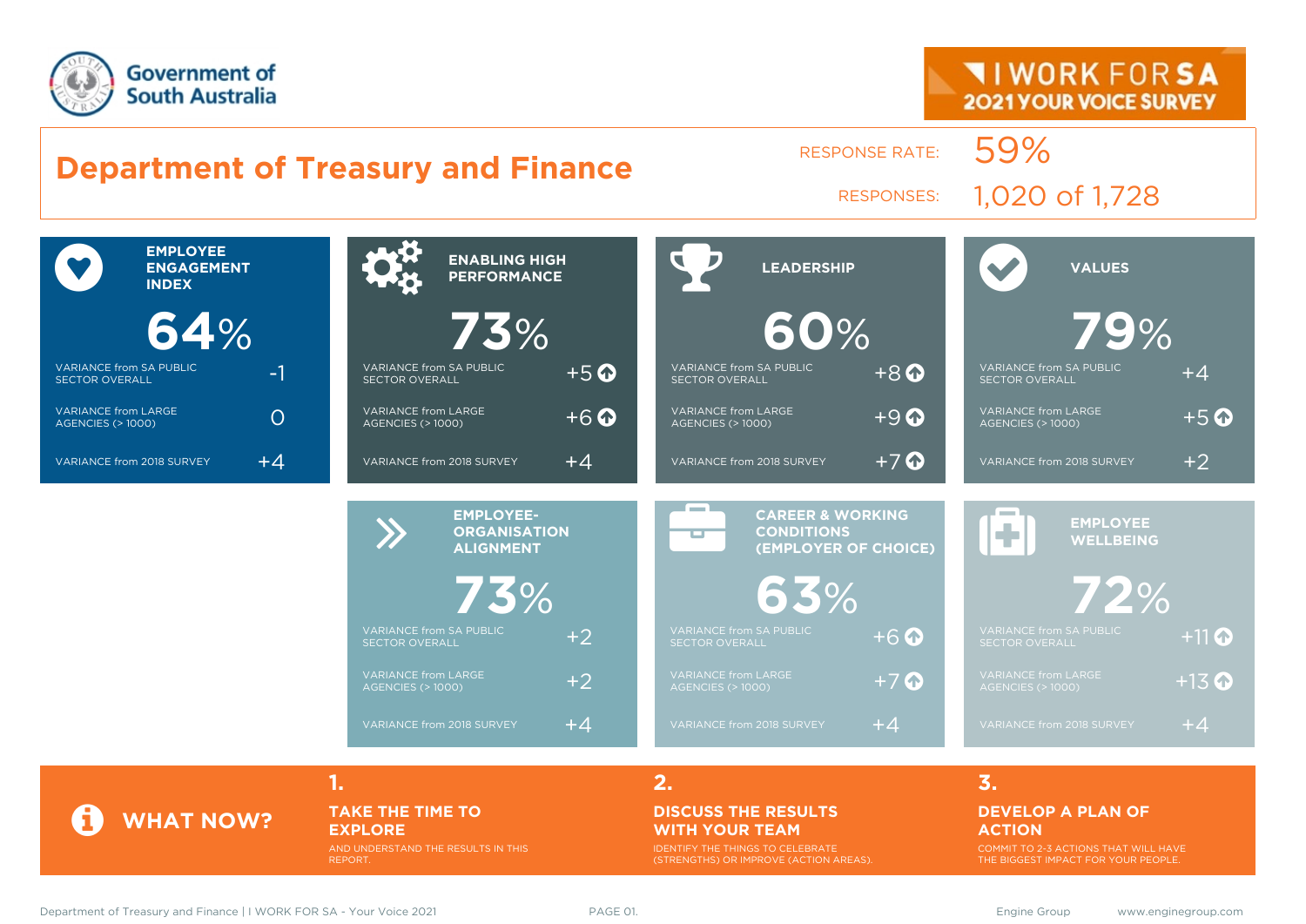Government of South Australia

I WORK FOR SA
2021 YOUR VOICE SURVEY

# Department of Treasury and Finance

RESPONSE RATE: 59%

RESPONSES: 1,020 of 1,728

| Measure | Score | Variance from SA Public Sector Overall | Variance from Large Agencies (> 1000) | Variance from 2018 Survey |
|---|---|---|---|---|
| EMPLOYEE ENGAGEMENT INDEX | 64% | -1 | 0 | +4 |
| ENABLING HIGH PERFORMANCE | 73% | +5 | +6 | +4 |
| LEADERSHIP | 60% | +8 | +9 | +7 |
| VALUES | 79% | +4 | +5 | +2 |
| EMPLOYEE-ORGANISATION ALIGNMENT | 73% | +2 | +2 | +4 |
| CAREER & WORKING CONDITIONS (EMPLOYER OF CHOICE) | 63% | +6 | +7 | +4 |
| EMPLOYEE WELLBEING | 72% | +11 | +13 | +4 |

## WHAT NOW?

**1. TAKE THE TIME TO EXPLORE**
AND UNDERSTAND THE RESULTS IN THIS REPORT.

**2. DISCUSS THE RESULTS WITH YOUR TEAM**
IDENTIFY THE THINGS TO CELEBRATE (STRENGTHS) OR IMPROVE (ACTION AREAS).

**3. DEVELOP A PLAN OF ACTION**
COMMIT TO 2-3 ACTIONS THAT WILL HAVE THE BIGGEST IMPACT FOR YOUR PEOPLE.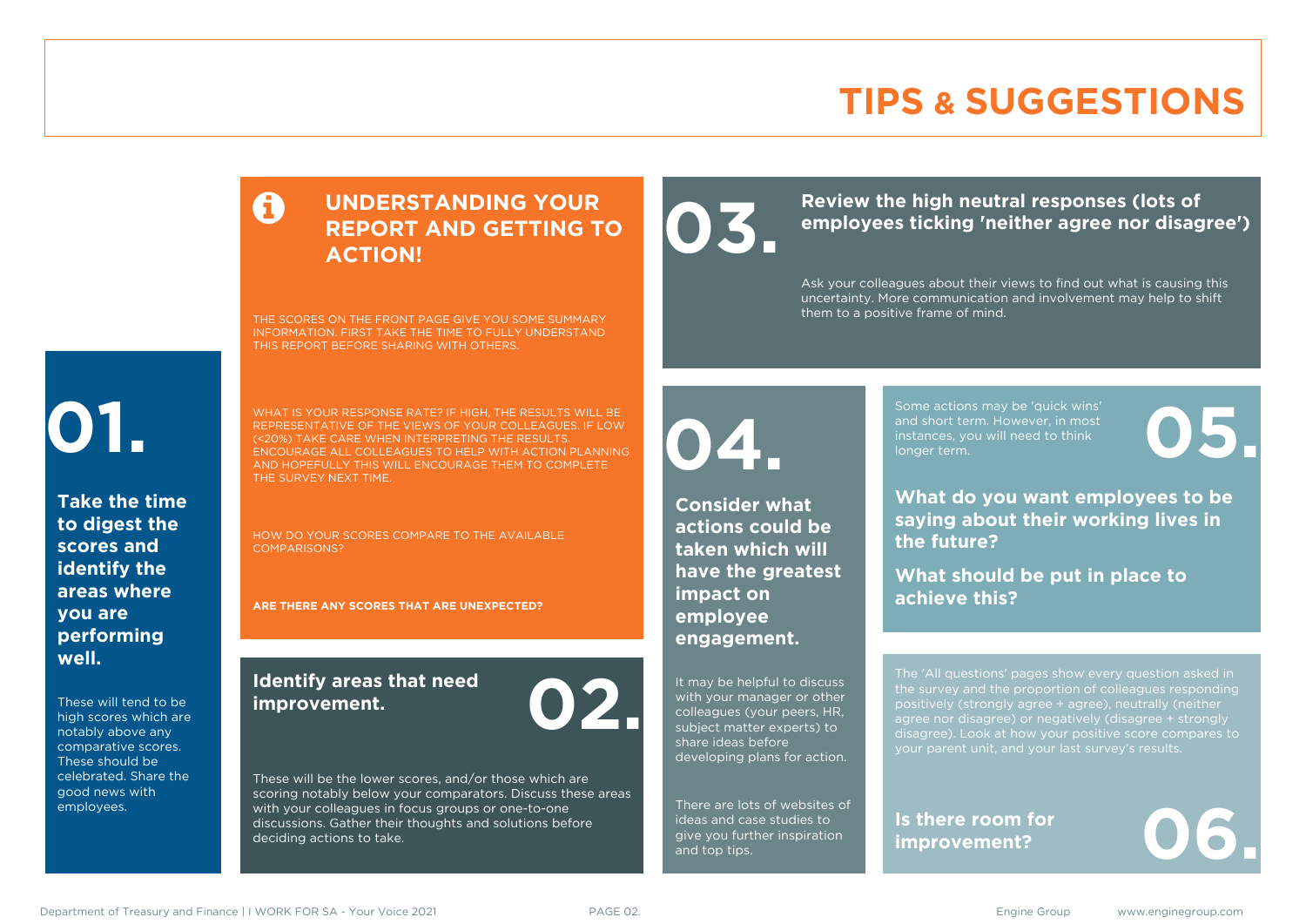# TIPS & SUGGESTIONS

## UNDERSTANDING YOUR REPORT AND GETTING TO ACTION!

THE SCORES ON THE FRONT PAGE GIVE YOU SOME SUMMARY INFORMATION. FIRST TAKE THE TIME TO FULLY UNDERSTAND THIS REPORT BEFORE SHARING WITH OTHERS.

WHAT IS YOUR RESPONSE RATE? IF HIGH, THE RESULTS WILL BE REPRESENTATIVE OF THE VIEWS OF YOUR COLLEAGUES. IF LOW (<20%) TAKE CARE WHEN INTERPRETING THE RESULTS. ENCOURAGE ALL COLLEAGUES TO HELP WITH ACTION PLANNING AND HOPEFULLY THIS WILL ENCOURAGE THEM TO COMPLETE THE SURVEY NEXT TIME.

HOW DO YOUR SCORES COMPARE TO THE AVAILABLE COMPARISONS?

**ARE THERE ANY SCORES THAT ARE UNEXPECTED?**

## 01.

**Take the time to digest the scores and identify the areas where you are performing well.**

These will tend to be high scores which are notably above any comparative scores. These should be celebrated. Share the good news with employees.

## 02.

**Identify areas that need improvement.**

These will be the lower scores, and/or those which are scoring notably below your comparators. Discuss these areas with your colleagues in focus groups or one-to-one discussions. Gather their thoughts and solutions before deciding actions to take.

## 03.

**Review the high neutral responses (lots of employees ticking 'neither agree nor disagree')**

Ask your colleagues about their views to find out what is causing this uncertainty. More communication and involvement may help to shift them to a positive frame of mind.

## 04.

**Consider what actions could be taken which will have the greatest impact on employee engagement.**

It may be helpful to discuss with your manager or other colleagues (your peers, HR, subject matter experts) to share ideas before developing plans for action.

There are lots of websites of ideas and case studies to give you further inspiration and top tips.

## 05.

Some actions may be 'quick wins' and short term. However, in most instances, you will need to think longer term.

**What do you want employees to be saying about their working lives in the future?**

**What should be put in place to achieve this?**

## 06.

The 'All questions' pages show every question asked in the survey and the proportion of colleagues responding positively (strongly agree + agree), neutrally (neither agree nor disagree) or negatively (disagree + strongly disagree). Look at how your positive score compares to your parent unit, and your last survey's results.

**Is there room for improvement?**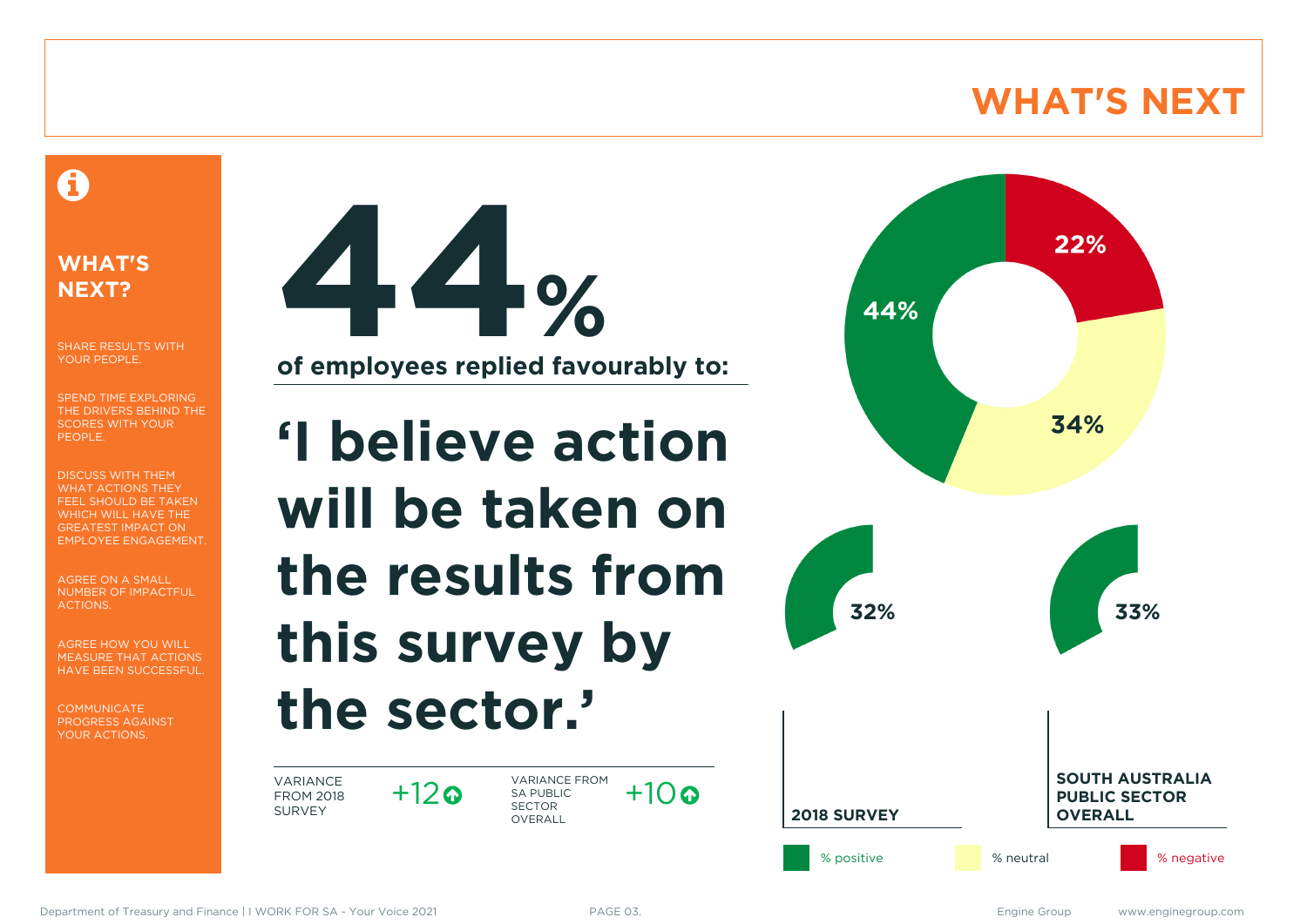# WHAT'S NEXT

## WHAT'S NEXT?

SHARE RESULTS WITH YOUR PEOPLE.

SPEND TIME EXPLORING THE DRIVERS BEHIND THE SCORES WITH YOUR PEOPLE.

DISCUSS WITH THEM WHAT ACTIONS THEY FEEL SHOULD BE TAKEN WHICH WILL HAVE THE GREATEST IMPACT ON EMPLOYEE ENGAGEMENT.

AGREE ON A SMALL NUMBER OF IMPACTFUL ACTIONS.

AGREE HOW YOU WILL MEASURE THAT ACTIONS HAVE BEEN SUCCESSFUL.

COMMUNICATE PROGRESS AGAINST YOUR ACTIONS.

# 44%

**of employees replied favourably to:**

## ‘I believe action will be taken on the results from this survey by the sector.’

| VARIANCE FROM 2018 SURVEY | +12 ↑ | VARIANCE FROM SA PUBLIC SECTOR OVERALL | +10 ↑ |
|---|---|---|---|

| | % positive | % neutral | % negative |
|---|---|---|---|
| 2021 | 44% | 34% | 22% |
| 2018 SURVEY | 32% | | |
| SOUTH AUSTRALIA PUBLIC SECTOR OVERALL | 33% | | |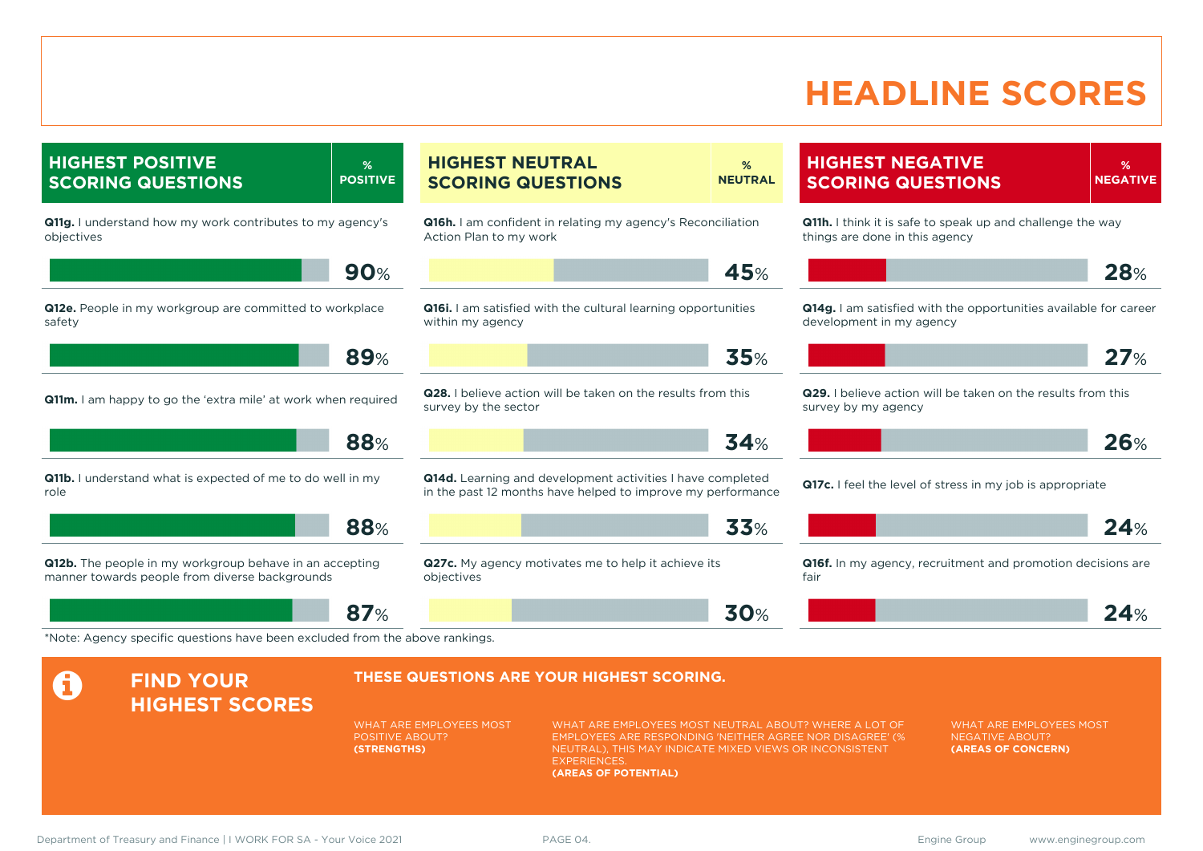# HEADLINE SCORES

## HIGHEST POSITIVE SCORING QUESTIONS

| Question | % POSITIVE |
| --- | --- |
| **Q11g.** I understand how my work contributes to my agency's objectives | 90% |
| **Q12e.** People in my workgroup are committed to workplace safety | 89% |
| **Q11m.** I am happy to go the 'extra mile' at work when required | 88% |
| **Q11b.** I understand what is expected of me to do well in my role | 88% |
| **Q12b.** The people in my workgroup behave in an accepting manner towards people from diverse backgrounds | 87% |

## HIGHEST NEUTRAL SCORING QUESTIONS

| Question | % NEUTRAL |
| --- | --- |
| **Q16h.** I am confident in relating my agency's Reconciliation Action Plan to my work | 45% |
| **Q16i.** I am satisfied with the cultural learning opportunities within my agency | 35% |
| **Q28.** I believe action will be taken on the results from this survey by the sector | 34% |
| **Q14d.** Learning and development activities I have completed in the past 12 months have helped to improve my performance | 33% |
| **Q27c.** My agency motivates me to help it achieve its objectives | 30% |

## HIGHEST NEGATIVE SCORING QUESTIONS

| Question | % NEGATIVE |
| --- | --- |
| **Q11h.** I think it is safe to speak up and challenge the way things are done in this agency | 28% |
| **Q14g.** I am satisfied with the opportunities available for career development in my agency | 27% |
| **Q29.** I believe action will be taken on the results from this survey by my agency | 26% |
| **Q17c.** I feel the level of stress in my job is appropriate | 24% |
| **Q16f.** In my agency, recruitment and promotion decisions are fair | 24% |

*Note: Agency specific questions have been excluded from the above rankings.

## FIND YOUR HIGHEST SCORES

**THESE QUESTIONS ARE YOUR HIGHEST SCORING.**

WHAT ARE EMPLOYEES MOST POSITIVE ABOUT?
**(STRENGTHS)**

WHAT ARE EMPLOYEES MOST NEUTRAL ABOUT? WHERE A LOT OF EMPLOYEES ARE RESPONDING 'NEITHER AGREE NOR DISAGREE' (% NEUTRAL), THIS MAY INDICATE MIXED VIEWS OR INCONSISTENT EXPERIENCES.
**(AREAS OF POTENTIAL)**

WHAT ARE EMPLOYEES MOST NEGATIVE ABOUT?
**(AREAS OF CONCERN)**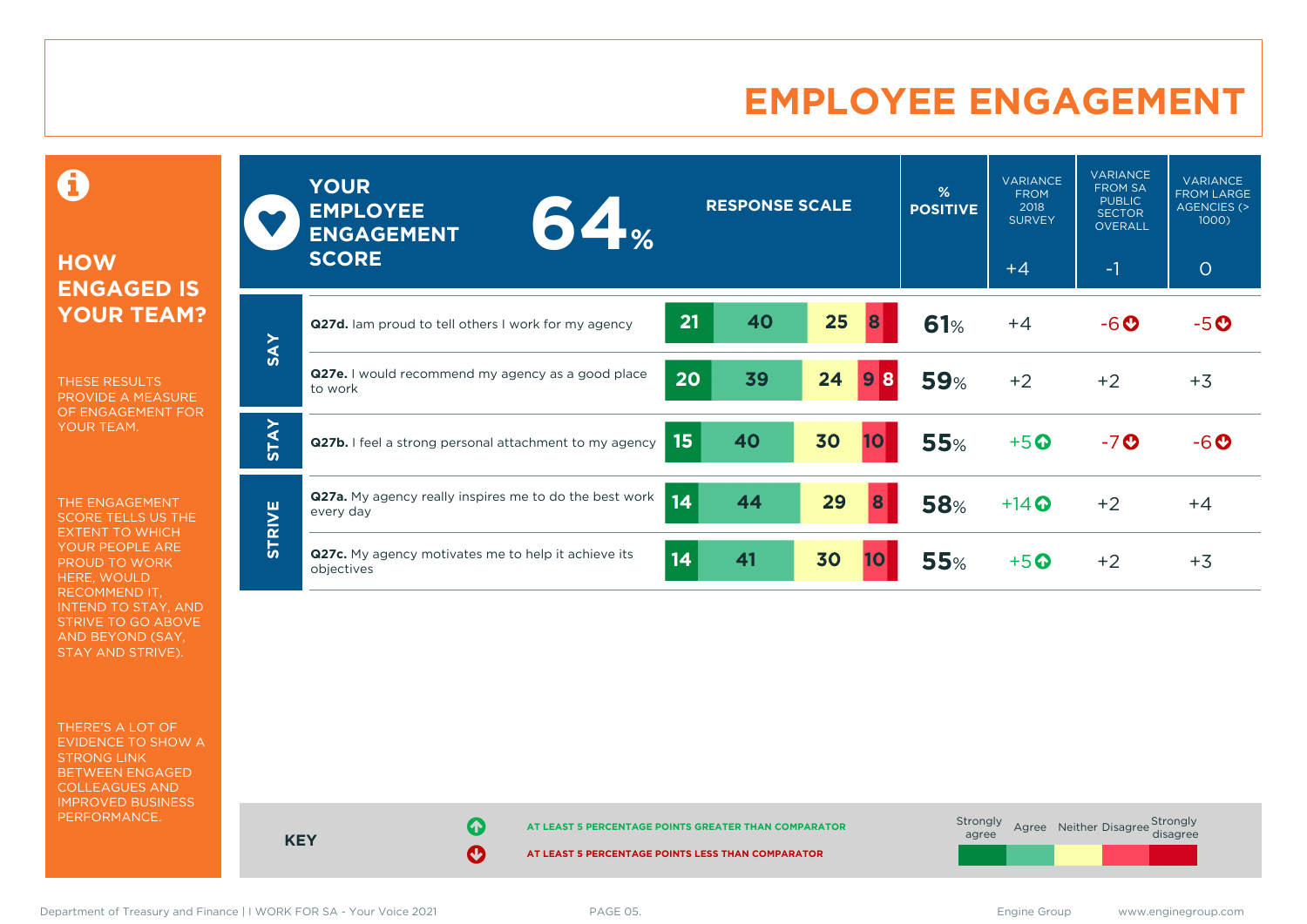# EMPLOYEE ENGAGEMENT

## HOW ENGAGED IS YOUR TEAM?

THESE RESULTS PROVIDE A MEASURE OF ENGAGEMENT FOR YOUR TEAM.

THE ENGAGEMENT SCORE TELLS US THE EXTENT TO WHICH YOUR PEOPLE ARE PROUD TO WORK HERE, WOULD RECOMMEND IT, INTEND TO STAY, AND STRIVE TO GO ABOVE AND BEYOND (SAY, STAY AND STRIVE).

THERE'S A LOT OF EVIDENCE TO SHOW A STRONG LINK BETWEEN ENGAGED COLLEAGUES AND IMPROVED BUSINESS PERFORMANCE.

**YOUR EMPLOYEE ENGAGEMENT SCORE: 64%**

| | Question | Strongly agree | Agree | Neither | Disagree | Strongly disagree | % POSITIVE | VARIANCE FROM 2018 SURVEY (+4) | VARIANCE FROM SA PUBLIC SECTOR OVERALL (-1) | VARIANCE FROM LARGE AGENCIES (> 1000) (0) |
|---|---|---|---|---|---|---|---|---|---|---|
| SAY | **Q27d.** Iam proud to tell others I work for my agency | 21 | 40 | 25 | 8 | | 61% | +4 | -6 ↓ | -5 ↓ |
| SAY | **Q27e.** I would recommend my agency as a good place to work | 20 | 39 | 24 | 9 | 8 | 59% | +2 | +2 | +3 |
| STAY | **Q27b.** I feel a strong personal attachment to my agency | 15 | 40 | 30 | 10 | | 55% | +5 ↑ | -7 ↓ | -6 ↓ |
| STRIVE | **Q27a.** My agency really inspires me to do the best work every day | 14 | 44 | 29 | 8 | | 58% | +14 ↑ | +2 | +4 |
| STRIVE | **Q27c.** My agency motivates me to help it achieve its objectives | 14 | 41 | 30 | 10 | | 55% | +5 ↑ | +2 | +3 |

**KEY**

↑ AT LEAST 5 PERCENTAGE POINTS GREATER THAN COMPARATOR

↓ AT LEAST 5 PERCENTAGE POINTS LESS THAN COMPARATOR

Strongly agree | Agree | Neither | Disagree | Strongly disagree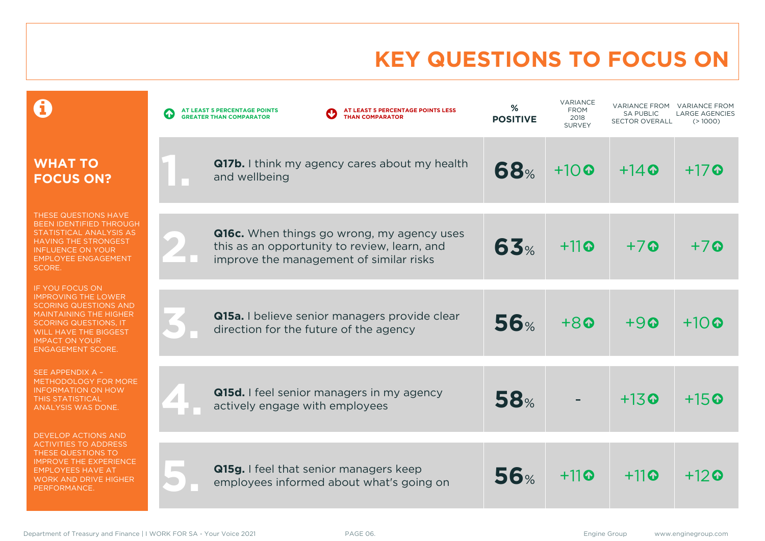# KEY QUESTIONS TO FOCUS ON

## WHAT TO FOCUS ON?

THESE QUESTIONS HAVE BEEN IDENTIFIED THROUGH STATISTICAL ANALYSIS AS HAVING THE STRONGEST INFLUENCE ON YOUR EMPLOYEE ENGAGEMENT SCORE.

IF YOU FOCUS ON IMPROVING THE LOWER SCORING QUESTIONS AND MAINTAINING THE HIGHER SCORING QUESTIONS, IT WILL HAVE THE BIGGEST IMPACT ON YOUR ENGAGEMENT SCORE.

SEE APPENDIX A – METHODOLOGY FOR MORE INFORMATION ON HOW THIS STATISTICAL ANALYSIS WAS DONE.

DEVELOP ACTIONS AND ACTIVITIES TO ADDRESS THESE QUESTIONS TO IMPROVE THE EXPERIENCE EMPLOYEES HAVE AT WORK AND DRIVE HIGHER PERFORMANCE.

↑ AT LEAST 5 PERCENTAGE POINTS GREATER THAN COMPARATOR

↓ AT LEAST 5 PERCENTAGE POINTS LESS THAN COMPARATOR

| | Question | % POSITIVE | VARIANCE FROM 2018 SURVEY | VARIANCE FROM SA PUBLIC SECTOR OVERALL | VARIANCE FROM LARGE AGENCIES (> 1000) |
|---|---|---|---|---|---|
| 1. | **Q17b.** I think my agency cares about my health and wellbeing | 68% | +10 ↑ | +14 ↑ | +17 ↑ |
| 2. | **Q16c.** When things go wrong, my agency uses this as an opportunity to review, learn, and improve the management of similar risks | 63% | +11 ↑ | +7 ↑ | +7 ↑ |
| 3. | **Q15a.** I believe senior managers provide clear direction for the future of the agency | 56% | +8 ↑ | +9 ↑ | +10 ↑ |
| 4. | **Q15d.** I feel senior managers in my agency actively engage with employees | 58% | - | +13 ↑ | +15 ↑ |
| 5. | **Q15g.** I feel that senior managers keep employees informed about what's going on | 56% | +11 ↑ | +11 ↑ | +12 ↑ |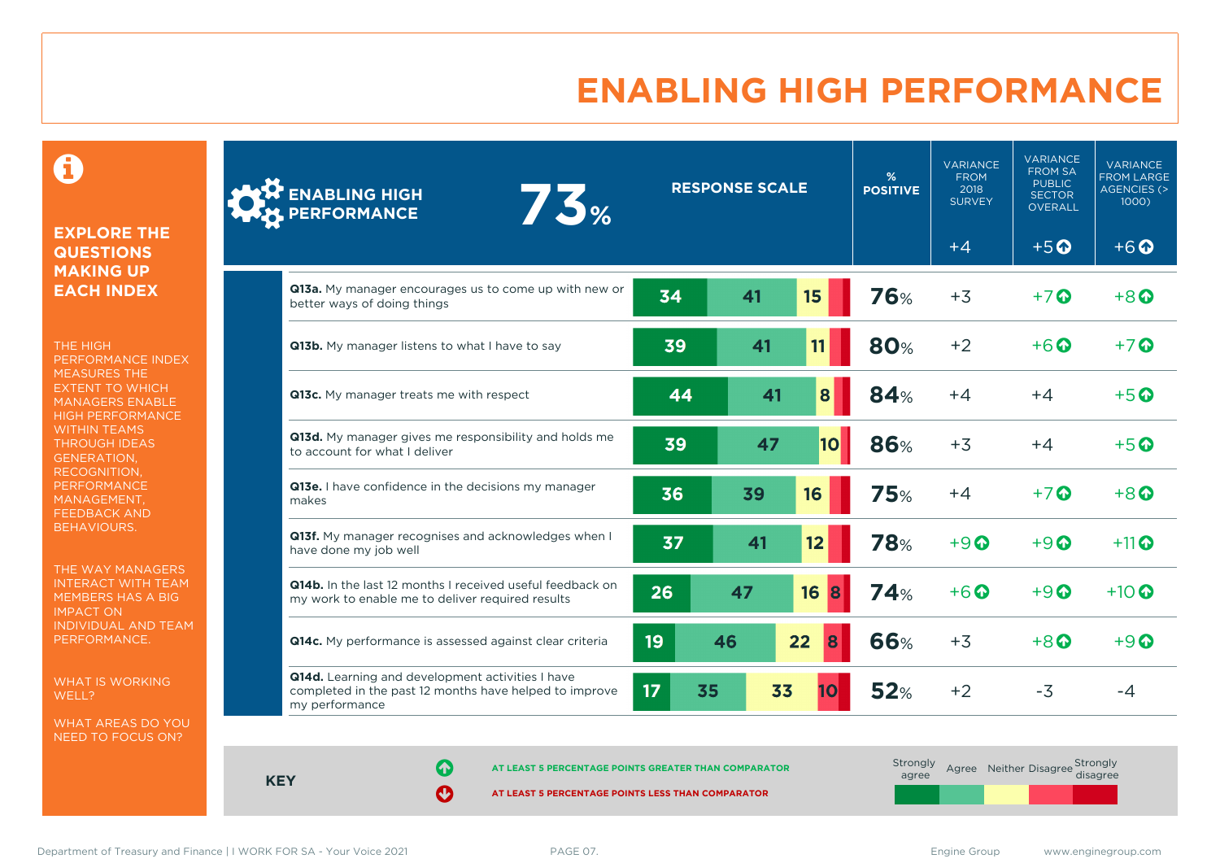# ENABLING HIGH PERFORMANCE

**EXPLORE THE QUESTIONS MAKING UP EACH INDEX**

THE HIGH PERFORMANCE INDEX MEASURES THE EXTENT TO WHICH MANAGERS ENABLE HIGH PERFORMANCE WITHIN TEAMS THROUGH IDEAS GENERATION, RECOGNITION, PERFORMANCE MANAGEMENT, FEEDBACK AND BEHAVIOURS.

THE WAY MANAGERS INTERACT WITH TEAM MEMBERS HAS A BIG IMPACT ON INDIVIDUAL AND TEAM PERFORMANCE.

WHAT IS WORKING WELL?

WHAT AREAS DO YOU NEED TO FOCUS ON?

| ENABLING HIGH PERFORMANCE 73% | RESPONSE SCALE (Strongly agree / Agree / Neither) | % POSITIVE | VARIANCE FROM 2018 SURVEY | VARIANCE FROM SA PUBLIC SECTOR OVERALL | VARIANCE FROM LARGE AGENCIES (> 1000) |
|---|---|---|---|---|---|
| Index | | | +4 | +5 ↑ | +6 ↑ |
| **Q13a.** My manager encourages us to come up with new or better ways of doing things | 34 / 41 / 15 | 76% | +3 | +7 ↑ | +8 ↑ |
| **Q13b.** My manager listens to what I have to say | 39 / 41 / 11 | 80% | +2 | +6 ↑ | +7 ↑ |
| **Q13c.** My manager treats me with respect | 44 / 41 / 8 | 84% | +4 | +4 | +5 ↑ |
| **Q13d.** My manager gives me responsibility and holds me to account for what I deliver | 39 / 47 / 10 | 86% | +3 | +4 | +5 ↑ |
| **Q13e.** I have confidence in the decisions my manager makes | 36 / 39 / 16 | 75% | +4 | +7 ↑ | +8 ↑ |
| **Q13f.** My manager recognises and acknowledges when I have done my job well | 37 / 41 / 12 | 78% | +9 ↑ | +9 ↑ | +11 ↑ |
| **Q14b.** In the last 12 months I received useful feedback on my work to enable me to deliver required results | 26 / 47 / 16 (Disagree 8) | 74% | +6 ↑ | +9 ↑ | +10 ↑ |
| **Q14c.** My performance is assessed against clear criteria | 19 / 46 / 22 (Disagree 8) | 66% | +3 | +8 ↑ | +9 ↑ |
| **Q14d.** Learning and development activities I have completed in the past 12 months have helped to improve my performance | 17 / 35 / 33 (Disagree 10) | 52% | +2 | -3 | -4 |

**KEY**

↑ AT LEAST 5 PERCENTAGE POINTS GREATER THAN COMPARATOR

↓ AT LEAST 5 PERCENTAGE POINTS LESS THAN COMPARATOR

Strongly agree | Agree | Neither | Disagree | Strongly disagree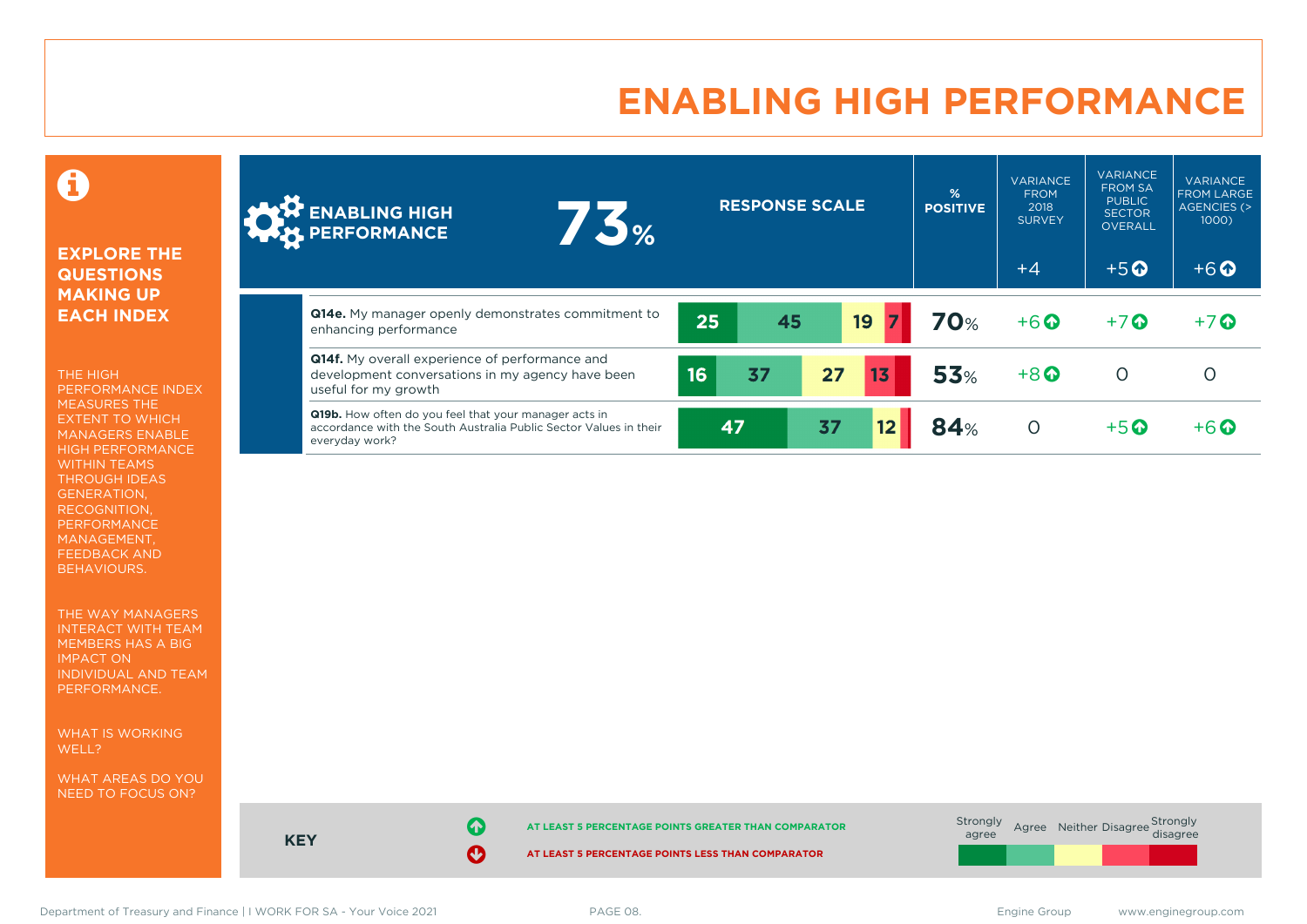# ENABLING HIGH PERFORMANCE

## EXPLORE THE QUESTIONS MAKING UP EACH INDEX

THE HIGH PERFORMANCE INDEX MEASURES THE EXTENT TO WHICH MANAGERS ENABLE HIGH PERFORMANCE WITHIN TEAMS THROUGH IDEAS GENERATION, RECOGNITION, PERFORMANCE MANAGEMENT, FEEDBACK AND BEHAVIOURS.

THE WAY MANAGERS INTERACT WITH TEAM MEMBERS HAS A BIG IMPACT ON INDIVIDUAL AND TEAM PERFORMANCE.

WHAT IS WORKING WELL?

WHAT AREAS DO YOU NEED TO FOCUS ON?

| ENABLING HIGH PERFORMANCE 73% | RESPONSE SCALE (Strongly agree / Agree / Neither / Disagree / Strongly disagree) | % POSITIVE | VARIANCE FROM 2018 SURVEY | VARIANCE FROM SA PUBLIC SECTOR OVERALL | VARIANCE FROM LARGE AGENCIES (> 1000) |
|---|---|---|---|---|---|
| | | | +4 | +5 ↑ | +6 ↑ |
| **Q14e.** My manager openly demonstrates commitment to enhancing performance | 25 / 45 / 19 / 7 / – | 70% | +6 ↑ | +7 ↑ | +7 ↑ |
| **Q14f.** My overall experience of performance and development conversations in my agency have been useful for my growth | 16 / 37 / 27 / 13 / – | 53% | +8 ↑ | 0 | 0 |
| **Q19b.** How often do you feel that your manager acts in accordance with the South Australia Public Sector Values in their everyday work? | 47 / 37 / 12 / – / – | 84% | 0 | +5 ↑ | +6 ↑ |

**KEY**

↑ AT LEAST 5 PERCENTAGE POINTS GREATER THAN COMPARATOR

↓ AT LEAST 5 PERCENTAGE POINTS LESS THAN COMPARATOR

Strongly agree | Agree | Neither | Disagree | Strongly disagree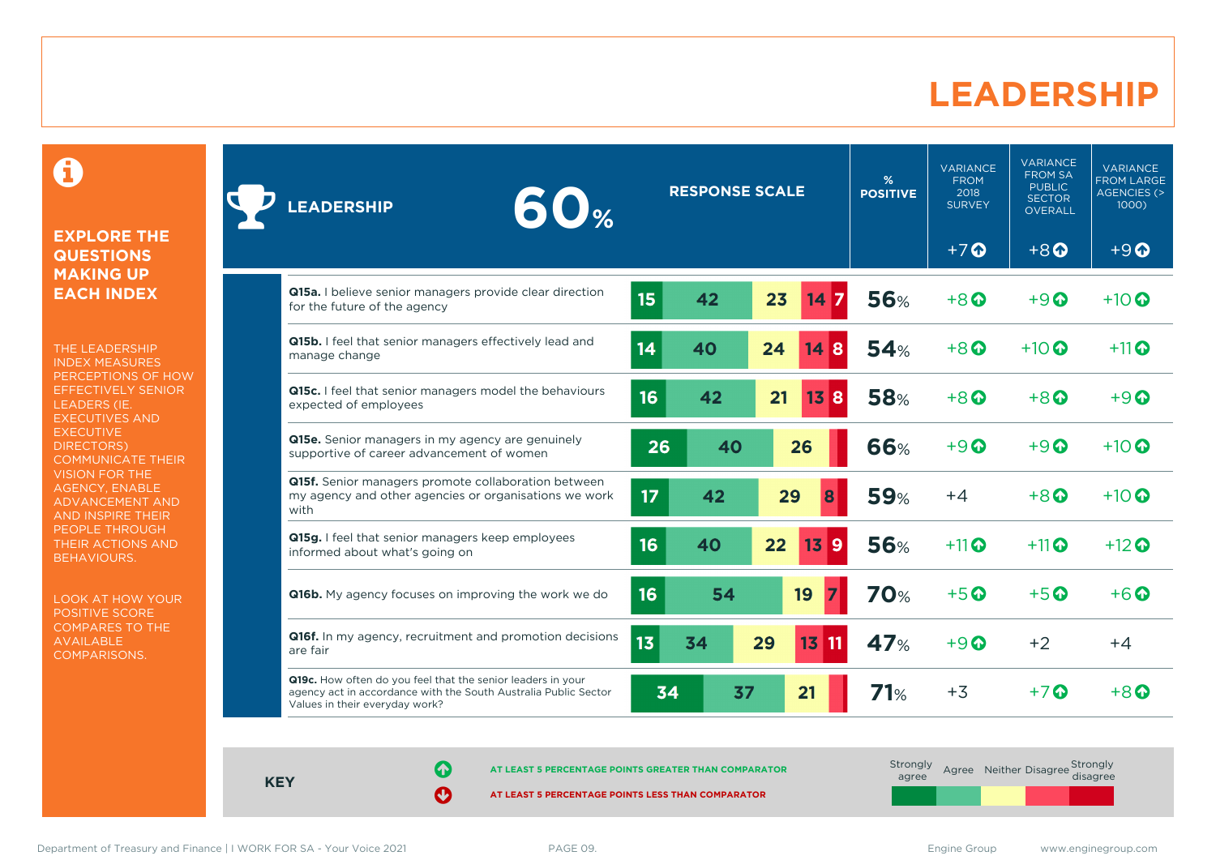# LEADERSHIP

**EXPLORE THE QUESTIONS MAKING UP EACH INDEX**

THE LEADERSHIP INDEX MEASURES PERCEPTIONS OF HOW EFFECTIVELY SENIOR LEADERS (IE. EXECUTIVES AND EXECUTIVE DIRECTORS) COMMUNICATE THEIR VISION FOR THE AGENCY, ENABLE ADVANCEMENT AND AND INSPIRE THEIR PEOPLE THROUGH THEIR ACTIONS AND BEHAVIOURS.

LOOK AT HOW YOUR POSITIVE SCORE COMPARES TO THE AVAILABLE COMPARISONS.

| LEADERSHIP 60% | Strongly agree | Agree | Neither | Disagree | Strongly disagree | % POSITIVE | VARIANCE FROM 2018 SURVEY (+7 ↑) | VARIANCE FROM SA PUBLIC SECTOR OVERALL (+8 ↑) | VARIANCE FROM LARGE AGENCIES (> 1000) (+9 ↑) |
|---|---|---|---|---|---|---|---|---|---|
| **Q15a.** I believe senior managers provide clear direction for the future of the agency | 15 | 42 | 23 | 14 | 7 | 56% | +8 ↑ | +9 ↑ | +10 ↑ |
| **Q15b.** I feel that senior managers effectively lead and manage change | 14 | 40 | 24 | 14 | 8 | 54% | +8 ↑ | +10 ↑ | +11 ↑ |
| **Q15c.** I feel that senior managers model the behaviours expected of employees | 16 | 42 | 21 | 13 | 8 | 58% | +8 ↑ | +8 ↑ | +9 ↑ |
| **Q15e.** Senior managers in my agency are genuinely supportive of career advancement of women | 26 | 40 | 26 | | | 66% | +9 ↑ | +9 ↑ | +10 ↑ |
| **Q15f.** Senior managers promote collaboration between my agency and other agencies or organisations we work with | 17 | 42 | 29 | 8 | | 59% | +4 | +8 ↑ | +10 ↑ |
| **Q15g.** I feel that senior managers keep employees informed about what's going on | 16 | 40 | 22 | 13 | 9 | 56% | +11 ↑ | +11 ↑ | +12 ↑ |
| **Q16b.** My agency focuses on improving the work we do | 16 | 54 | 19 | 7 | | 70% | +5 ↑ | +5 ↑ | +6 ↑ |
| **Q16f.** In my agency, recruitment and promotion decisions are fair | 13 | 34 | 29 | 13 | 11 | 47% | +9 ↑ | +2 | +4 |
| **Q19c.** How often do you feel that the senior leaders in your agency act in accordance with the South Australia Public Sector Values in their everyday work? | 34 | 37 | 21 | | | 71% | +3 | +7 ↑ | +8 ↑ |

**KEY**

↑ AT LEAST 5 PERCENTAGE POINTS GREATER THAN COMPARATOR

↓ AT LEAST 5 PERCENTAGE POINTS LESS THAN COMPARATOR

Strongly agree | Agree | Neither | Disagree | Strongly disagree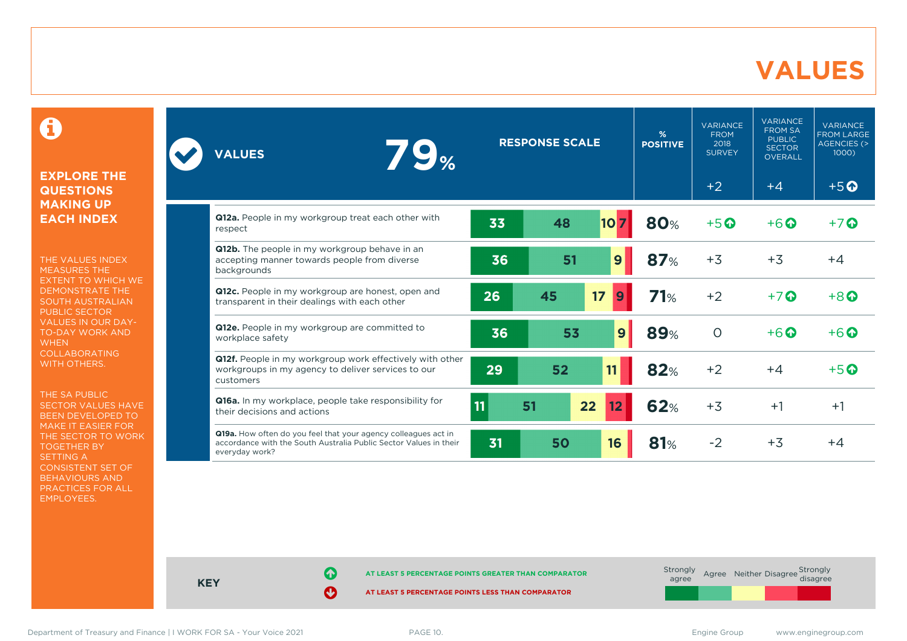# VALUES

## EXPLORE THE QUESTIONS MAKING UP EACH INDEX

THE VALUES INDEX MEASURES THE EXTENT TO WHICH WE DEMONSTRATE THE SOUTH AUSTRALIAN PUBLIC SECTOR VALUES IN OUR DAY-TO-DAY WORK AND WHEN COLLABORATING WITH OTHERS.

THE SA PUBLIC SECTOR VALUES HAVE BEEN DEVELOPED TO MAKE IT EASIER FOR THE SECTOR TO WORK TOGETHER BY SETTING A CONSISTENT SET OF BEHAVIOURS AND PRACTICES FOR ALL EMPLOYEES.

| VALUES 79% | RESPONSE SCALE (Strongly agree / Agree / Neither / Disagree / Strongly disagree) | % POSITIVE | VARIANCE FROM 2018 SURVEY | VARIANCE FROM SA PUBLIC SECTOR OVERALL | VARIANCE FROM LARGE AGENCIES (> 1000) |
|---|---|---|---|---|---|
| | | | +2 | +4 | +5 ⬆ |
| **Q12a.** People in my workgroup treat each other with respect | 33 / 48 / 10 / 7 | 80% | +5 ⬆ | +6 ⬆ | +7 ⬆ |
| **Q12b.** The people in my workgroup behave in an accepting manner towards people from diverse backgrounds | 36 / 51 / 9 | 87% | +3 | +3 | +4 |
| **Q12c.** People in my workgroup are honest, open and transparent in their dealings with each other | 26 / 45 / 17 / 9 | 71% | +2 | +7 ⬆ | +8 ⬆ |
| **Q12e.** People in my workgroup are committed to workplace safety | 36 / 53 / 9 | 89% | 0 | +6 ⬆ | +6 ⬆ |
| **Q12f.** People in my workgroup work effectively with other workgroups in my agency to deliver services to our customers | 29 / 52 / 11 | 82% | +2 | +4 | +5 ⬆ |
| **Q16a.** In my workplace, people take responsibility for their decisions and actions | 11 / 51 / 22 / 12 | 62% | +3 | +1 | +1 |
| **Q19a.** How often do you feel that your agency colleagues act in accordance with the South Australia Public Sector Values in their everyday work? | 31 / 50 / 16 | 81% | -2 | +3 | +4 |

**KEY**

⬆ AT LEAST 5 PERCENTAGE POINTS GREATER THAN COMPARATOR

⬇ AT LEAST 5 PERCENTAGE POINTS LESS THAN COMPARATOR

Strongly agree | Agree | Neither | Disagree | Strongly disagree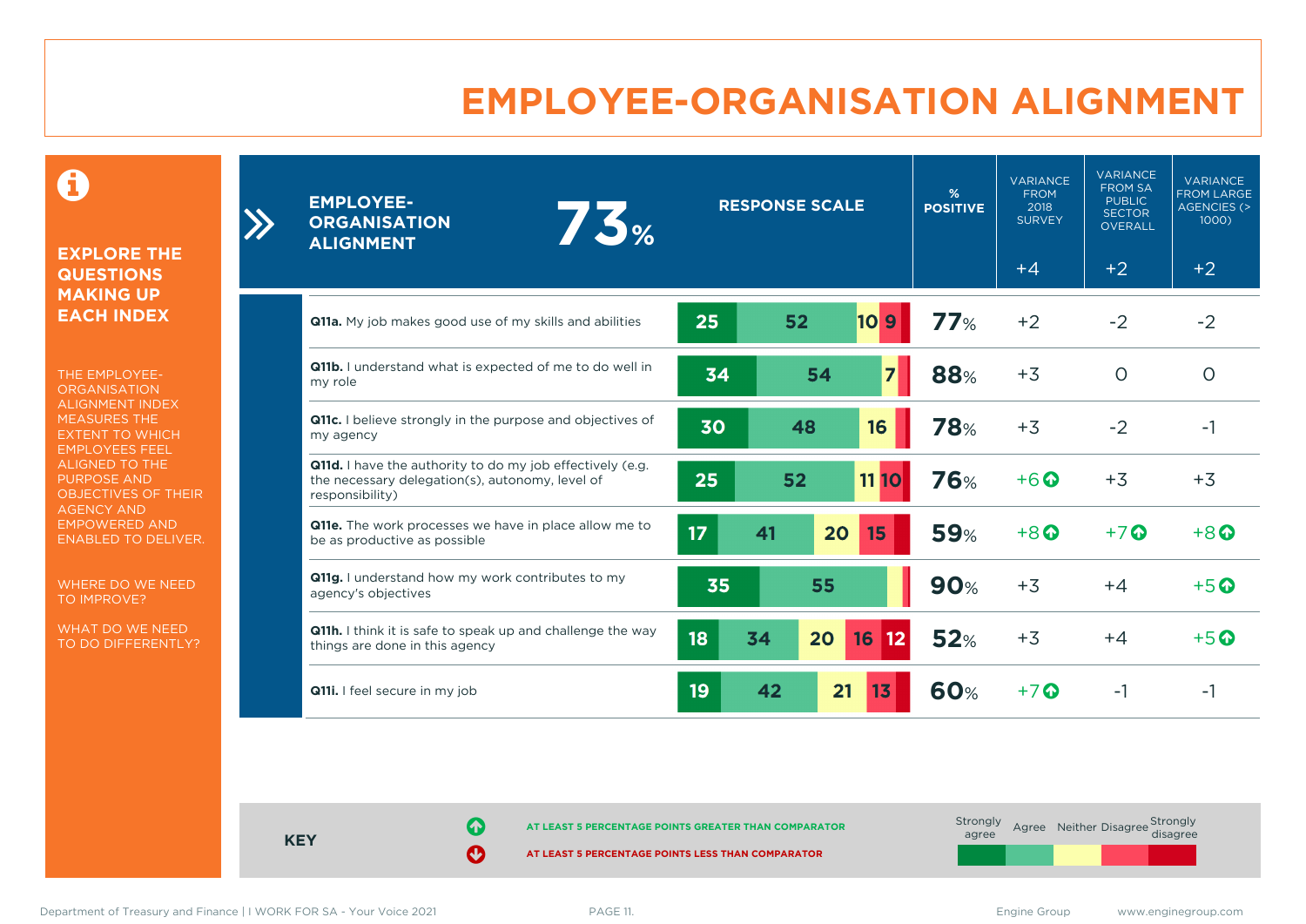# EMPLOYEE-ORGANISATION ALIGNMENT

**EXPLORE THE QUESTIONS MAKING UP EACH INDEX**

THE EMPLOYEE-ORGANISATION ALIGNMENT INDEX MEASURES THE EXTENT TO WHICH EMPLOYEES FEEL ALIGNED TO THE PURPOSE AND OBJECTIVES OF THEIR AGENCY AND EMPOWERED AND ENABLED TO DELIVER.

WHERE DO WE NEED TO IMPROVE?

WHAT DO WE NEED TO DO DIFFERENTLY?

| EMPLOYEE-ORGANISATION ALIGNMENT 73% | RESPONSE SCALE (Strongly agree / Agree / Neither / Disagree / Strongly disagree) | % POSITIVE | VARIANCE FROM 2018 SURVEY | VARIANCE FROM SA PUBLIC SECTOR OVERALL | VARIANCE FROM LARGE AGENCIES (> 1000) |
|---|---|---|---|---|---|
| | | | +4 | +2 | +2 |
| **Q11a.** My job makes good use of my skills and abilities | 25 / 52 / 10 / 9 / | 77% | +2 | -2 | -2 |
| **Q11b.** I understand what is expected of me to do well in my role | 34 / 54 / 7 / / | 88% | +3 | 0 | 0 |
| **Q11c.** I believe strongly in the purpose and objectives of my agency | 30 / 48 / 16 / / | 78% | +3 | -2 | -1 |
| **Q11d.** I have the authority to do my job effectively (e.g. the necessary delegation(s), autonomy, level of responsibility) | 25 / 52 / 11 / 10 / | 76% | +6 ↑ | +3 | +3 |
| **Q11e.** The work processes we have in place allow me to be as productive as possible | 17 / 41 / 20 / 15 / | 59% | +8 ↑ | +7 ↑ | +8 ↑ |
| **Q11g.** I understand how my work contributes to my agency's objectives | 35 / 55 / / / | 90% | +3 | +4 | +5 ↑ |
| **Q11h.** I think it is safe to speak up and challenge the way things are done in this agency | 18 / 34 / 20 / 16 / 12 | 52% | +3 | +4 | +5 ↑ |
| **Q11i.** I feel secure in my job | 19 / 42 / 21 / 13 / | 60% | +7 ↑ | -1 | -1 |

**KEY**

↑ AT LEAST 5 PERCENTAGE POINTS GREATER THAN COMPARATOR

↓ AT LEAST 5 PERCENTAGE POINTS LESS THAN COMPARATOR

Strongly agree | Agree | Neither | Disagree | Strongly disagree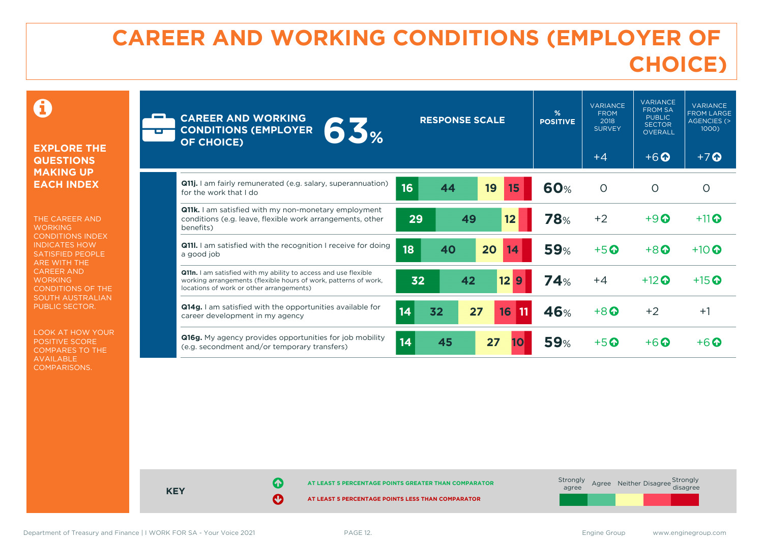# CAREER AND WORKING CONDITIONS (EMPLOYER OF CHOICE)

**EXPLORE THE QUESTIONS MAKING UP EACH INDEX**

THE CAREER AND WORKING CONDITIONS INDEX INDICATES HOW SATISFIED PEOPLE ARE WITH THE CAREER AND WORKING CONDITIONS OF THE SOUTH AUSTRALIAN PUBLIC SECTOR.

LOOK AT HOW YOUR POSITIVE SCORE COMPARES TO THE AVAILABLE COMPARISONS.

**CAREER AND WORKING CONDITIONS (EMPLOYER OF CHOICE) 63%**

| Question | Strongly agree | Agree | Neither | Disagree | Strongly disagree | % POSITIVE | VARIANCE FROM 2018 SURVEY | VARIANCE FROM SA PUBLIC SECTOR OVERALL | VARIANCE FROM LARGE AGENCIES (> 1000) |
|---|---|---|---|---|---|---|---|---|---|
| **CAREER AND WORKING CONDITIONS (EMPLOYER OF CHOICE)** | | | | | | 63% | +4 | +6 ⬆ | +7 ⬆ |
| **Q11j.** I am fairly remunerated (e.g. salary, superannuation) for the work that I do | 16 | 44 | 19 | 15 | | 60% | 0 | 0 | 0 |
| **Q11k.** I am satisfied with my non-monetary employment conditions (e.g. leave, flexible work arrangements, other benefits) | 29 | 49 | 12 | | | 78% | +2 | +9 ⬆ | +11 ⬆ |
| **Q11l.** I am satisfied with the recognition I receive for doing a good job | 18 | 40 | 20 | 14 | | 59% | +5 ⬆ | +8 ⬆ | +10 ⬆ |
| **Q11n.** I am satisfied with my ability to access and use flexible working arrangements (flexible hours of work, patterns of work, locations of work or other arrangements) | 32 | 42 | 12 | 9 | | 74% | +4 | +12 ⬆ | +15 ⬆ |
| **Q14g.** I am satisfied with the opportunities available for career development in my agency | 14 | 32 | 27 | 16 | 11 | 46% | +8 ⬆ | +2 | +1 |
| **Q16g.** My agency provides opportunities for job mobility (e.g. secondment and/or temporary transfers) | 14 | 45 | 27 | 10 | | 59% | +5 ⬆ | +6 ⬆ | +6 ⬆ |

**KEY**

⬆ AT LEAST 5 PERCENTAGE POINTS GREATER THAN COMPARATOR

⬇ AT LEAST 5 PERCENTAGE POINTS LESS THAN COMPARATOR

Strongly agree | Agree | Neither | Disagree | Strongly disagree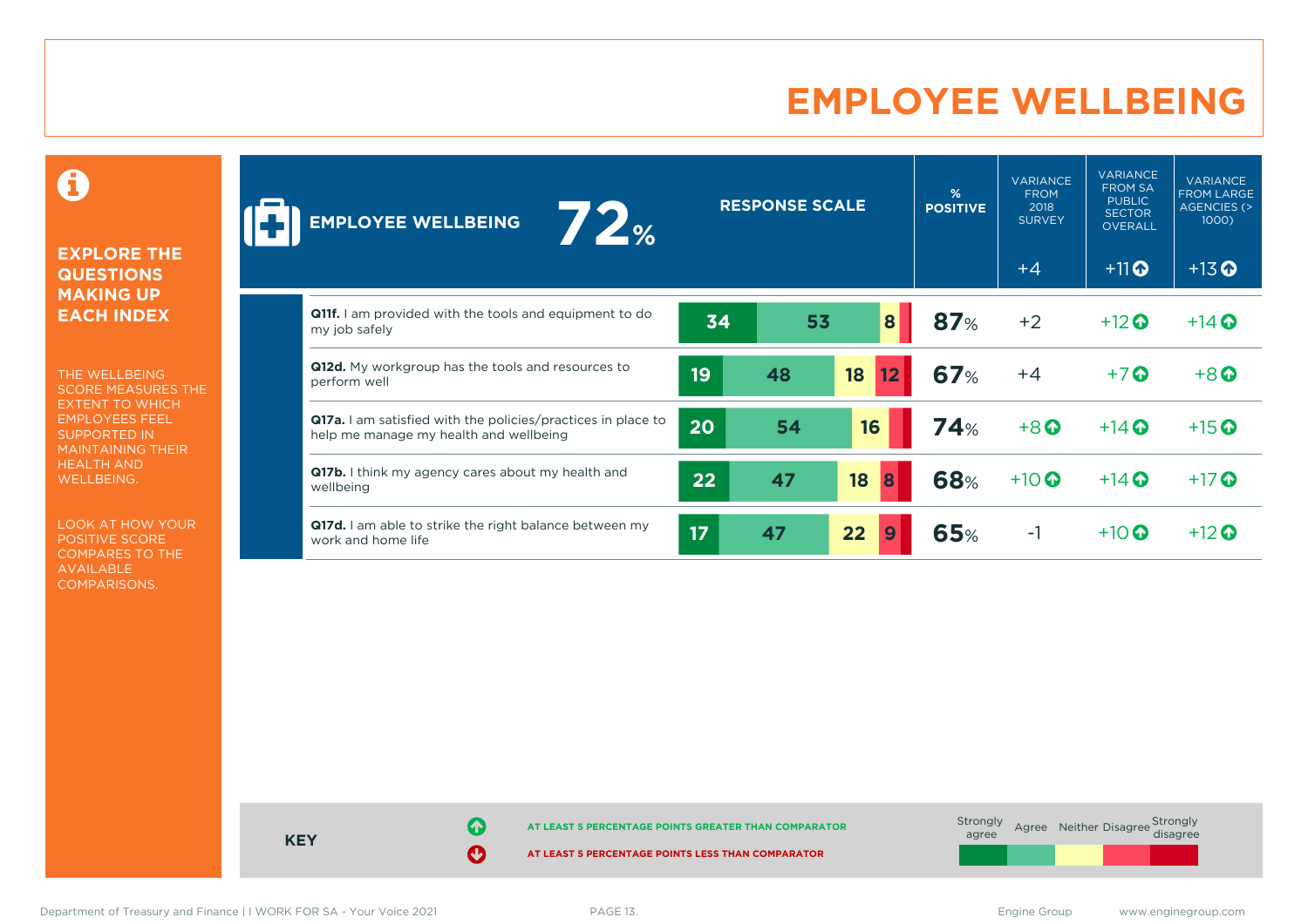# EMPLOYEE WELLBEING

**EXPLORE THE QUESTIONS MAKING UP EACH INDEX**

THE WELLBEING SCORE MEASURES THE EXTENT TO WHICH EMPLOYEES FEEL SUPPORTED IN MAINTAINING THEIR HEALTH AND WELLBEING.

LOOK AT HOW YOUR POSITIVE SCORE COMPARES TO THE AVAILABLE COMPARISONS.

| EMPLOYEE WELLBEING 72% | RESPONSE SCALE (Strongly agree / Agree / Neither / Disagree / Strongly disagree) | % POSITIVE | VARIANCE FROM 2018 SURVEY | VARIANCE FROM SA PUBLIC SECTOR OVERALL | VARIANCE FROM LARGE AGENCIES (> 1000) |
|---|---|---|---|---|---|
| | | | +4 | +11 ↑ | +13 ↑ |
| **Q11f.** I am provided with the tools and equipment to do my job safely | 34 / 53 / 8 / / | 87% | +2 | +12 ↑ | +14 ↑ |
| **Q12d.** My workgroup has the tools and resources to perform well | 19 / 48 / 18 / 12 / | 67% | +4 | +7 ↑ | +8 ↑ |
| **Q17a.** I am satisfied with the policies/practices in place to help me manage my health and wellbeing | 20 / 54 / 16 / / | 74% | +8 ↑ | +14 ↑ | +15 ↑ |
| **Q17b.** I think my agency cares about my health and wellbeing | 22 / 47 / 18 / 8 / | 68% | +10 ↑ | +14 ↑ | +17 ↑ |
| **Q17d.** I am able to strike the right balance between my work and home life | 17 / 47 / 22 / 9 / | 65% | -1 | +10 ↑ | +12 ↑ |

**KEY**

↑ AT LEAST 5 PERCENTAGE POINTS GREATER THAN COMPARATOR

↓ AT LEAST 5 PERCENTAGE POINTS LESS THAN COMPARATOR

Strongly agree | Agree | Neither | Disagree | Strongly disagree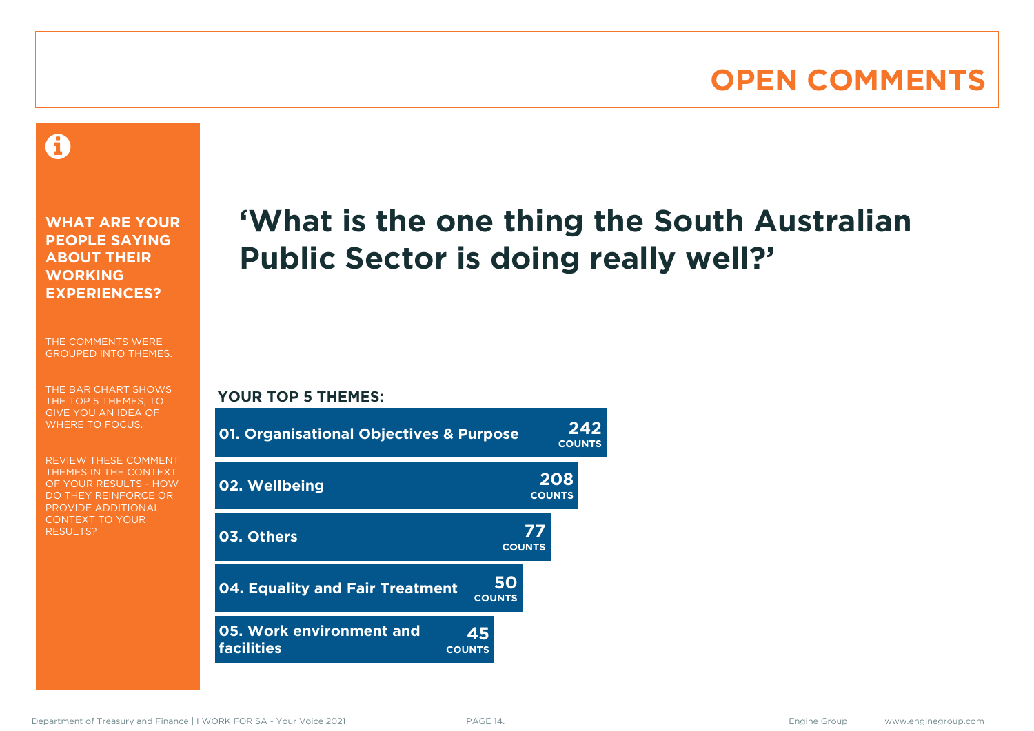# OPEN COMMENTS

**WHAT ARE YOUR PEOPLE SAYING ABOUT THEIR WORKING EXPERIENCES?**

THE COMMENTS WERE GROUPED INTO THEMES.

THE BAR CHART SHOWS THE TOP 5 THEMES, TO GIVE YOU AN IDEA OF WHERE TO FOCUS.

REVIEW THESE COMMENT THEMES IN THE CONTEXT OF YOUR RESULTS - HOW DO THEY REINFORCE OR PROVIDE ADDITIONAL CONTEXT TO YOUR RESULTS?

## ‘What is the one thing the South Australian Public Sector is doing really well?’

**YOUR TOP 5 THEMES:**

| Theme | Counts |
|---|---|
| 01. Organisational Objectives & Purpose | 242 |
| 02. Wellbeing | 208 |
| 03. Others | 77 |
| 04. Equality and Fair Treatment | 50 |
| 05. Work environment and facilities | 45 |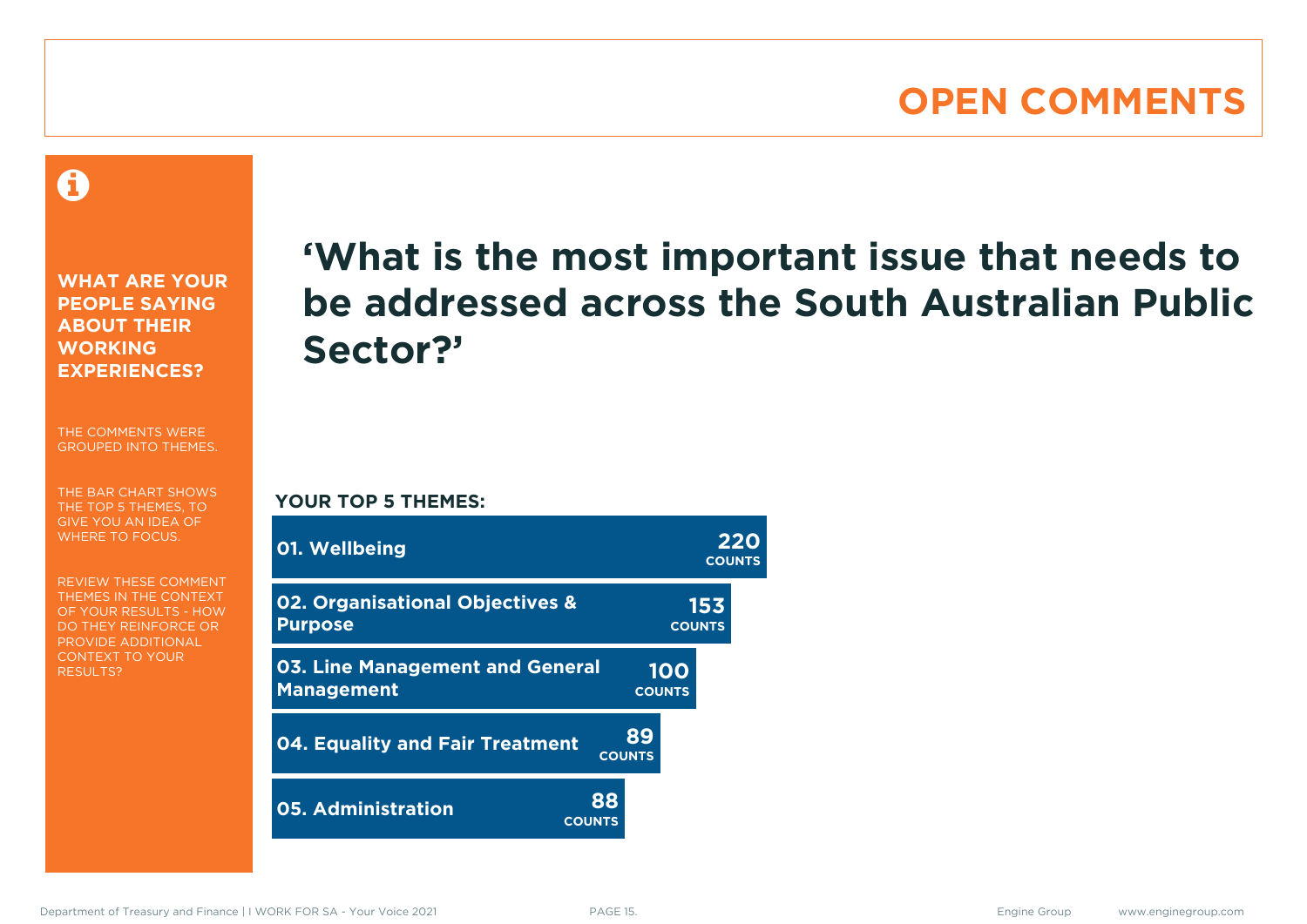# OPEN COMMENTS

**WHAT ARE YOUR PEOPLE SAYING ABOUT THEIR WORKING EXPERIENCES?**

THE COMMENTS WERE GROUPED INTO THEMES.

THE BAR CHART SHOWS THE TOP 5 THEMES, TO GIVE YOU AN IDEA OF WHERE TO FOCUS.

REVIEW THESE COMMENT THEMES IN THE CONTEXT OF YOUR RESULTS - HOW DO THEY REINFORCE OR PROVIDE ADDITIONAL CONTEXT TO YOUR RESULTS?

## ‘What is the most important issue that needs to be addressed across the South Australian Public Sector?’

**YOUR TOP 5 THEMES:**

| Theme | Counts |
| --- | --- |
| 01. Wellbeing | 220 |
| 02. Organisational Objectives & Purpose | 153 |
| 03. Line Management and General Management | 100 |
| 04. Equality and Fair Treatment | 89 |
| 05. Administration | 88 |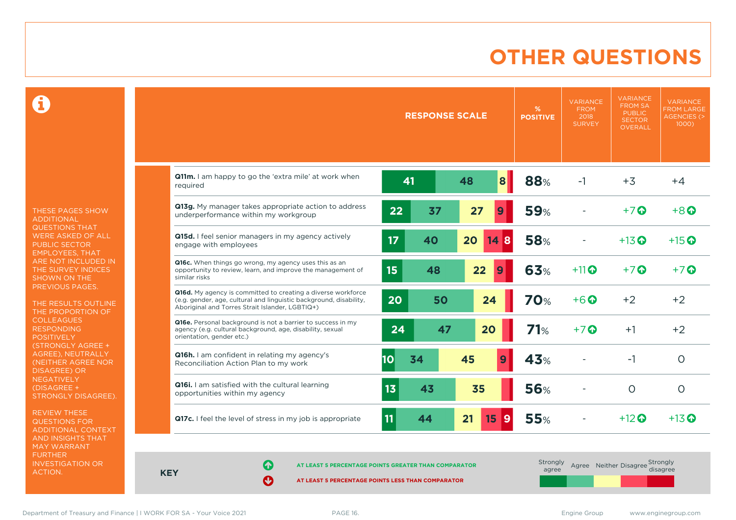# OTHER QUESTIONS

THESE PAGES SHOW ADDITIONAL QUESTIONS THAT WERE ASKED OF ALL PUBLIC SECTOR EMPLOYEES, THAT ARE NOT INCLUDED IN THE SURVEY INDICES SHOWN ON THE PREVIOUS PAGES.

THE RESULTS OUTLINE THE PROPORTION OF COLLEAGUES RESPONDING POSITIVELY (STRONGLY AGREE + AGREE), NEUTRALLY (NEITHER AGREE NOR DISAGREE) OR NEGATIVELY (DISAGREE + STRONGLY DISAGREE).

REVIEW THESE QUESTIONS FOR ADDITIONAL CONTEXT AND INSIGHTS THAT MAY WARRANT FURTHER INVESTIGATION OR ACTION.

| Question | Strongly agree | Agree | Neither | Disagree | Strongly disagree | % POSITIVE | VARIANCE FROM 2018 SURVEY | VARIANCE FROM SA PUBLIC SECTOR OVERALL | VARIANCE FROM LARGE AGENCIES (> 1000) |
|---|---|---|---|---|---|---|---|---|---|
| **Q11m.** I am happy to go the 'extra mile' at work when required | 41 | 48 | 8 | | | 88% | -1 | +3 | +4 |
| **Q13g.** My manager takes appropriate action to address underperformance within my workgroup | 22 | 37 | 27 | 9 | | 59% | - | +7 ↑ | +8 ↑ |
| **Q15d.** I feel senior managers in my agency actively engage with employees | 17 | 40 | 20 | 14 | 8 | 58% | - | +13 ↑ | +15 ↑ |
| **Q16c.** When things go wrong, my agency uses this as an opportunity to review, learn, and improve the management of similar risks | 15 | 48 | 22 | 9 | | 63% | +11 ↑ | +7 ↑ | +7 ↑ |
| **Q16d.** My agency is committed to creating a diverse workforce (e.g. gender, age, cultural and linguistic background, disability, Aboriginal and Torres Strait Islander, LGBTIQ+) | 20 | 50 | 24 | | | 70% | +6 ↑ | +2 | +2 |
| **Q16e.** Personal background is not a barrier to success in my agency (e.g. cultural background, age, disability, sexual orientation, gender etc.) | 24 | 47 | 20 | | | 71% | +7 ↑ | +1 | +2 |
| **Q16h.** I am confident in relating my agency's Reconciliation Action Plan to my work | 10 | 34 | 45 | 9 | | 43% | - | -1 | 0 |
| **Q16i.** I am satisfied with the cultural learning opportunities within my agency | 13 | 43 | 35 | | | 56% | - | 0 | 0 |
| **Q17c.** I feel the level of stress in my job is appropriate | 11 | 44 | 21 | 15 | 9 | 55% | - | +12 ↑ | +13 ↑ |

**KEY**

↑ AT LEAST 5 PERCENTAGE POINTS GREATER THAN COMPARATOR

↓ AT LEAST 5 PERCENTAGE POINTS LESS THAN COMPARATOR

Response scale: Strongly agree, Agree, Neither, Disagree, Strongly disagree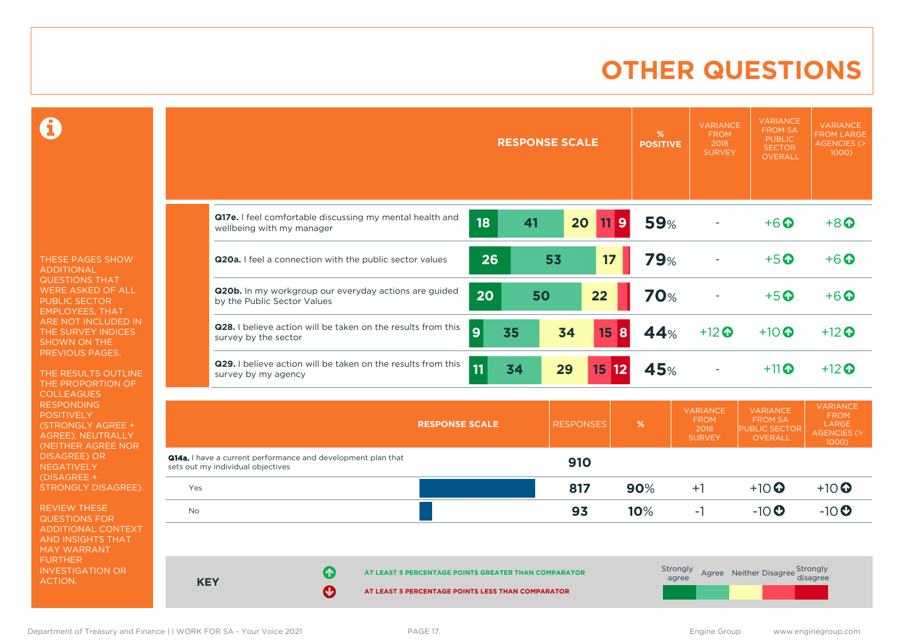# OTHER QUESTIONS

THESE PAGES SHOW ADDITIONAL QUESTIONS THAT WERE ASKED OF ALL PUBLIC SECTOR EMPLOYEES, THAT ARE NOT INCLUDED IN THE SURVEY INDICES SHOWN ON THE PREVIOUS PAGES.

THE RESULTS OUTLINE THE PROPORTION OF COLLEAGUES RESPONDING POSITIVELY (STRONGLY AGREE + AGREE), NEUTRALLY (NEITHER AGREE NOR DISAGREE) OR NEGATIVELY (DISAGREE + STRONGLY DISAGREE).

REVIEW THESE QUESTIONS FOR ADDITIONAL CONTEXT AND INSIGHTS THAT MAY WARRANT FURTHER INVESTIGATION OR ACTION.

| Question | Strongly agree | Agree | Neither | Disagree | Strongly disagree | % POSITIVE | VARIANCE FROM 2018 SURVEY | VARIANCE FROM SA PUBLIC SECTOR OVERALL | VARIANCE FROM LARGE AGENCIES (> 1000) |
|---|---|---|---|---|---|---|---|---|---|
| **Q17e.** I feel comfortable discussing my mental health and wellbeing with my manager | 18 | 41 | 20 | 11 | 9 | 59% | - | +6 ↑ | +8 ↑ |
| **Q20a.** I feel a connection with the public sector values | 26 | 53 | 17 | | | 79% | - | +5 ↑ | +6 ↑ |
| **Q20b.** In my workgroup our everyday actions are guided by the Public Sector Values | 20 | 50 | 22 | | | 70% | - | +5 ↑ | +6 ↑ |
| **Q28.** I believe action will be taken on the results from this survey by the sector | 9 | 35 | 34 | 15 | 8 | 44% | +12 ↑ | +10 ↑ | +12 ↑ |
| **Q29.** I believe action will be taken on the results from this survey by my agency | 11 | 34 | 29 | 15 | 12 | 45% | - | +11 ↑ | +12 ↑ |

| RESPONSE SCALE | RESPONSES | % | VARIANCE FROM 2018 SURVEY | VARIANCE FROM SA PUBLIC SECTOR OVERALL | VARIANCE FROM LARGE AGENCIES (> 1000) |
|---|---|---|---|---|---|
| **Q14a.** I have a current performance and development plan that sets out my individual objectives | 910 | | | | |
| Yes | 817 | 90% | +1 | +10 ↑ | +10 ↑ |
| No | 93 | 10% | -1 | -10 ↓ | -10 ↓ |

**KEY**

↑ AT LEAST 5 PERCENTAGE POINTS GREATER THAN COMPARATOR

↓ AT LEAST 5 PERCENTAGE POINTS LESS THAN COMPARATOR

Strongly agree | Agree | Neither | Disagree | Strongly disagree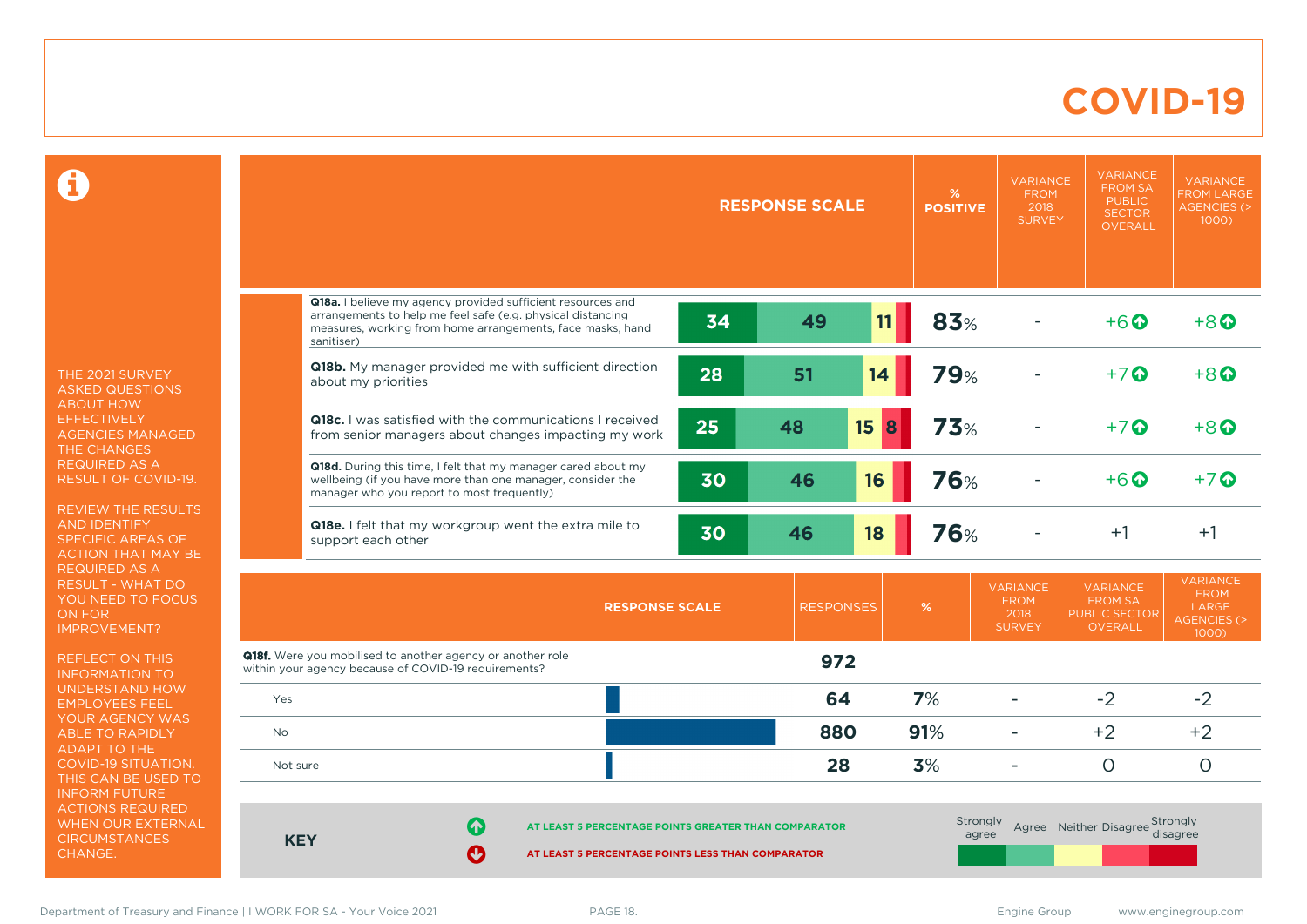# COVID-19

THE 2021 SURVEY ASKED QUESTIONS ABOUT HOW EFFECTIVELY AGENCIES MANAGED THE CHANGES REQUIRED AS A RESULT OF COVID-19.

REVIEW THE RESULTS AND IDENTIFY SPECIFIC AREAS OF ACTION THAT MAY BE REQUIRED AS A RESULT - WHAT DO YOU NEED TO FOCUS ON FOR IMPROVEMENT?

REFLECT ON THIS INFORMATION TO UNDERSTAND HOW EMPLOYEES FEEL YOUR AGENCY WAS ABLE TO RAPIDLY ADAPT TO THE COVID-19 SITUATION. THIS CAN BE USED TO INFORM FUTURE ACTIONS REQUIRED WHEN OUR EXTERNAL CIRCUMSTANCES CHANGE.

| Question | Strongly agree | Agree | Neither | Disagree | Strongly disagree | % POSITIVE | VARIANCE FROM 2018 SURVEY | VARIANCE FROM SA PUBLIC SECTOR OVERALL | VARIANCE FROM LARGE AGENCIES (> 1000) |
|---|---|---|---|---|---|---|---|---|---|
| **Q18a.** I believe my agency provided sufficient resources and arrangements to help me feel safe (e.g. physical distancing measures, working from home arrangements, face masks, hand sanitiser) | 34 | 49 | 11 | | | 83% | - | +6 ↑ | +8 ↑ |
| **Q18b.** My manager provided me with sufficient direction about my priorities | 28 | 51 | 14 | | | 79% | - | +7 ↑ | +8 ↑ |
| **Q18c.** I was satisfied with the communications I received from senior managers about changes impacting my work | 25 | 48 | 15 | 8 | | 73% | - | +7 ↑ | +8 ↑ |
| **Q18d.** During this time, I felt that my manager cared about my wellbeing (if you have more than one manager, consider the manager who you report to most frequently) | 30 | 46 | 16 | | | 76% | - | +6 ↑ | +7 ↑ |
| **Q18e.** I felt that my workgroup went the extra mile to support each other | 30 | 46 | 18 | | | 76% | - | +1 | +1 |

| **Q18f.** Were you mobilised to another agency or another role within your agency because of COVID-19 requirements? | RESPONSES | % | VARIANCE FROM 2018 SURVEY | VARIANCE FROM SA PUBLIC SECTOR OVERALL | VARIANCE FROM LARGE AGENCIES (> 1000) |
|---|---|---|---|---|---|
| | 972 | | | | |
| Yes | 64 | 7% | - | -2 | -2 |
| No | 880 | 91% | - | +2 | +2 |
| Not sure | 28 | 3% | - | 0 | 0 |

**KEY**

↑ AT LEAST 5 PERCENTAGE POINTS GREATER THAN COMPARATOR

↓ AT LEAST 5 PERCENTAGE POINTS LESS THAN COMPARATOR

Strongly agree | Agree | Neither | Disagree | Strongly disagree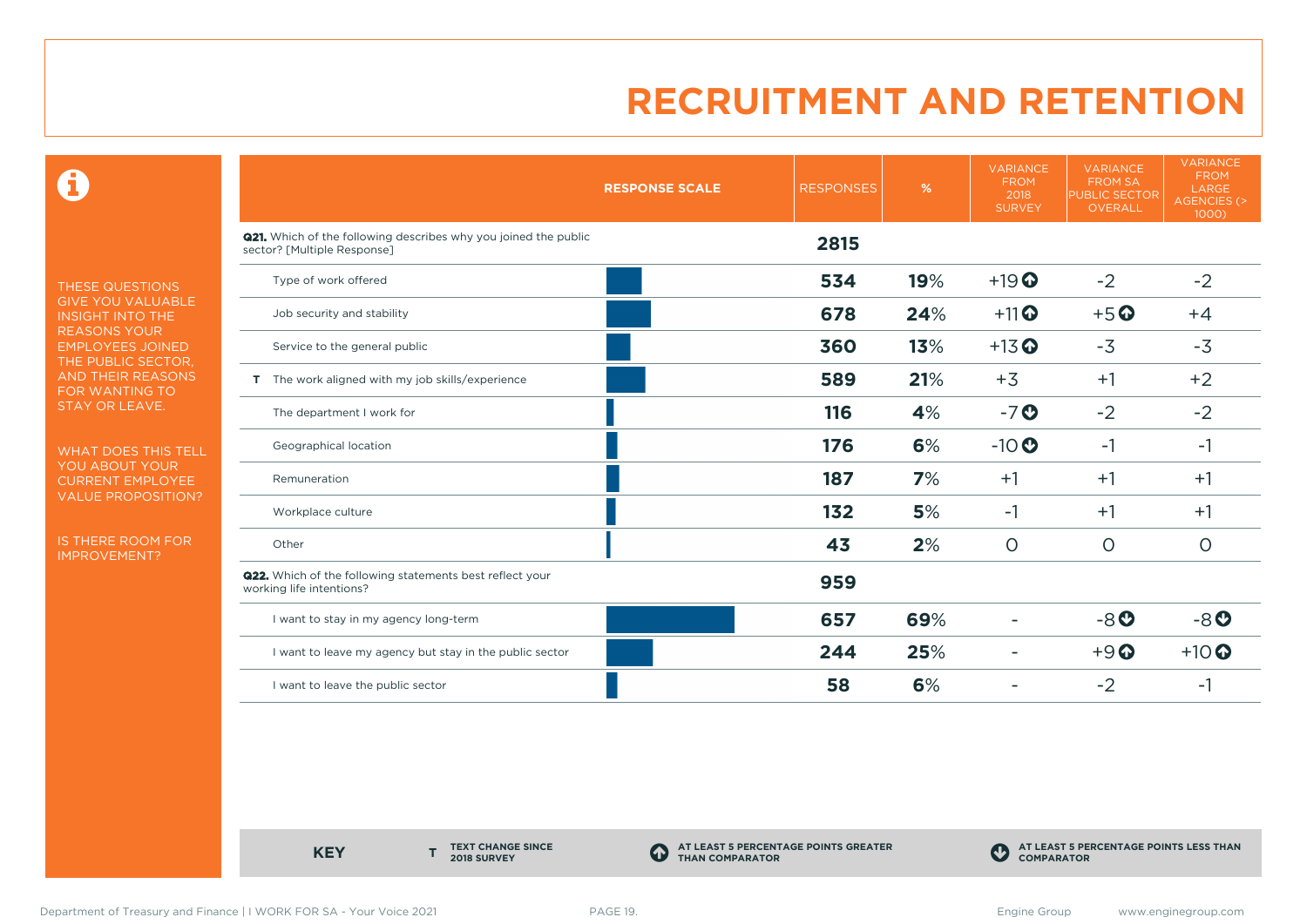# RECRUITMENT AND RETENTION

THESE QUESTIONS GIVE YOU VALUABLE INSIGHT INTO THE REASONS YOUR EMPLOYEES JOINED THE PUBLIC SECTOR, AND THEIR REASONS FOR WANTING TO STAY OR LEAVE.

WHAT DOES THIS TELL YOU ABOUT YOUR CURRENT EMPLOYEE VALUE PROPOSITION?

IS THERE ROOM FOR IMPROVEMENT?

| | RESPONSE SCALE | RESPONSES | % | VARIANCE FROM 2018 SURVEY | VARIANCE FROM SA PUBLIC SECTOR OVERALL | VARIANCE FROM LARGE AGENCIES (> 1000) |
|---|---|---|---|---|---|---|
| **Q21.** Which of the following describes why you joined the public sector? [Multiple Response] | | **2815** | | | | |
| Type of work offered | | **534** | **19%** | +19 ▲ | -2 | -2 |
| Job security and stability | | **678** | **24%** | +11 ▲ | +5 ▲ | +4 |
| Service to the general public | | **360** | **13%** | +13 ▲ | -3 | -3 |
| T The work aligned with my job skills/experience | | **589** | **21%** | +3 | +1 | +2 |
| The department I work for | | **116** | **4%** | -7 ▼ | -2 | -2 |
| Geographical location | | **176** | **6%** | -10 ▼ | -1 | -1 |
| Remuneration | | **187** | **7%** | +1 | +1 | +1 |
| Workplace culture | | **132** | **5%** | -1 | +1 | +1 |
| Other | | **43** | **2%** | 0 | 0 | 0 |
| **Q22.** Which of the following statements best reflect your working life intentions? | | **959** | | | | |
| I want to stay in my agency long-term | | **657** | **69%** | - | -8 ▼ | -8 ▼ |
| I want to leave my agency but stay in the public sector | | **244** | **25%** | - | +9 ▲ | +10 ▲ |
| I want to leave the public sector | | **58** | **6%** | - | -2 | -1 |

**KEY**

- **T** TEXT CHANGE SINCE 2018 SURVEY
- ▲ AT LEAST 5 PERCENTAGE POINTS GREATER THAN COMPARATOR
- ▼ AT LEAST 5 PERCENTAGE POINTS LESS THAN COMPARATOR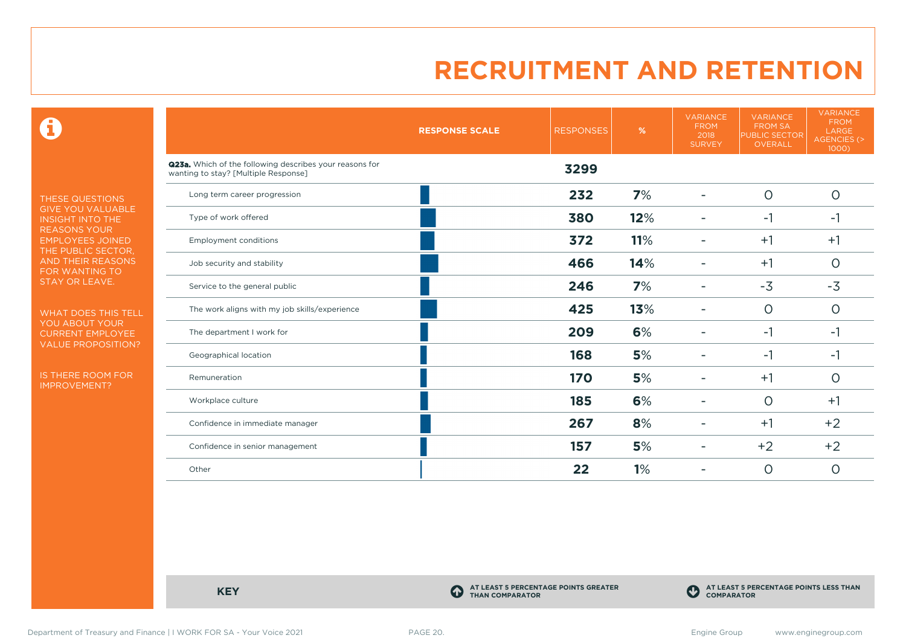# RECRUITMENT AND RETENTION

THESE QUESTIONS GIVE YOU VALUABLE INSIGHT INTO THE REASONS YOUR EMPLOYEES JOINED THE PUBLIC SECTOR, AND THEIR REASONS FOR WANTING TO STAY OR LEAVE.

WHAT DOES THIS TELL YOU ABOUT YOUR CURRENT EMPLOYEE VALUE PROPOSITION?

IS THERE ROOM FOR IMPROVEMENT?

| | RESPONSE SCALE | RESPONSES | % | VARIANCE FROM 2018 SURVEY | VARIANCE FROM SA PUBLIC SECTOR OVERALL | VARIANCE FROM LARGE AGENCIES (> 1000) |
|---|---|---|---|---|---|---|
| **Q23a.** Which of the following describes your reasons for wanting to stay? [Multiple Response] | | **3299** | | | | |
| Long term career progression | | **232** | **7%** | - | 0 | 0 |
| Type of work offered | | **380** | **12%** | - | -1 | -1 |
| Employment conditions | | **372** | **11%** | - | +1 | +1 |
| Job security and stability | | **466** | **14%** | - | +1 | 0 |
| Service to the general public | | **246** | **7%** | - | -3 | -3 |
| The work aligns with my job skills/experience | | **425** | **13%** | - | 0 | 0 |
| The department I work for | | **209** | **6%** | - | -1 | -1 |
| Geographical location | | **168** | **5%** | - | -1 | -1 |
| Remuneration | | **170** | **5%** | - | +1 | 0 |
| Workplace culture | | **185** | **6%** | - | 0 | +1 |
| Confidence in immediate manager | | **267** | **8%** | - | +1 | +2 |
| Confidence in senior management | | **157** | **5%** | - | +2 | +2 |
| Other | | **22** | **1%** | - | 0 | 0 |

**KEY**

AT LEAST 5 PERCENTAGE POINTS GREATER THAN COMPARATOR

AT LEAST 5 PERCENTAGE POINTS LESS THAN COMPARATOR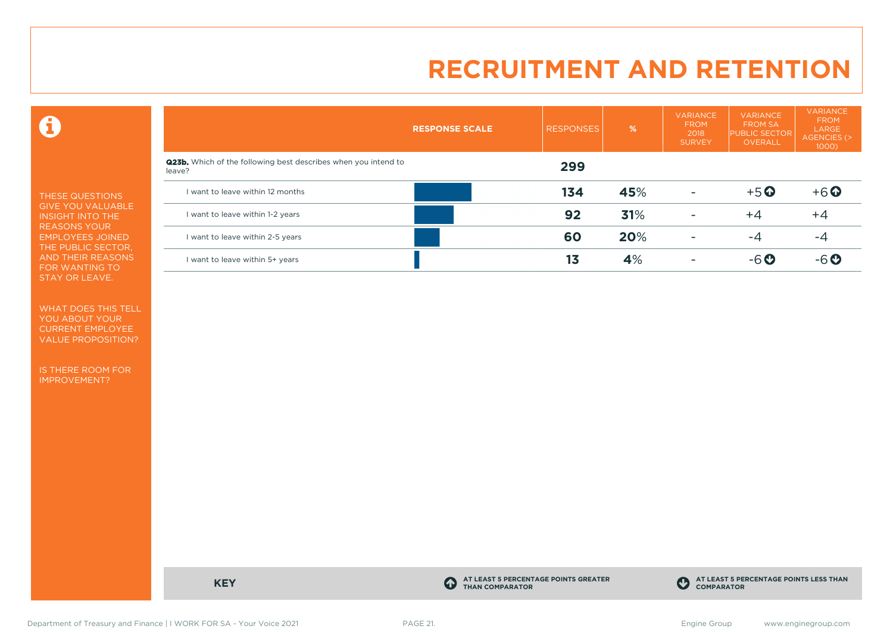# RECRUITMENT AND RETENTION

THESE QUESTIONS GIVE YOU VALUABLE INSIGHT INTO THE REASONS YOUR EMPLOYEES JOINED THE PUBLIC SECTOR, AND THEIR REASONS FOR WANTING TO STAY OR LEAVE.

WHAT DOES THIS TELL YOU ABOUT YOUR CURRENT EMPLOYEE VALUE PROPOSITION?

IS THERE ROOM FOR IMPROVEMENT?

| RESPONSE SCALE | | RESPONSES | % | VARIANCE FROM 2018 SURVEY | VARIANCE FROM SA PUBLIC SECTOR OVERALL | VARIANCE FROM LARGE AGENCIES (> 1000) |
|---|---|---|---|---|---|---|
| **Q23b.** Which of the following best describes when you intend to leave? | | **299** | | | | |
| I want to leave within 12 months | | **134** | **45**% | - | +5 ⬆ | +6 ⬆ |
| I want to leave within 1-2 years | | **92** | **31**% | - | +4 | +4 |
| I want to leave within 2-5 years | | **60** | **20**% | - | -4 | -4 |
| I want to leave within 5+ years | | **13** | **4**% | - | -6 ⬇ | -6 ⬇ |

**KEY**

⬆ AT LEAST 5 PERCENTAGE POINTS GREATER THAN COMPARATOR

⬇ AT LEAST 5 PERCENTAGE POINTS LESS THAN COMPARATOR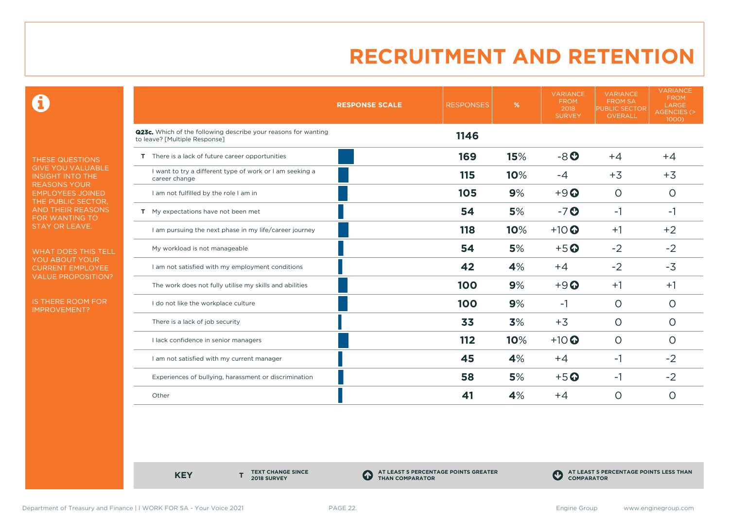# RECRUITMENT AND RETENTION

THESE QUESTIONS GIVE YOU VALUABLE INSIGHT INTO THE REASONS YOUR EMPLOYEES JOINED THE PUBLIC SECTOR, AND THEIR REASONS FOR WANTING TO STAY OR LEAVE.

WHAT DOES THIS TELL YOU ABOUT YOUR CURRENT EMPLOYEE VALUE PROPOSITION?

IS THERE ROOM FOR IMPROVEMENT?

| RESPONSE SCALE | RESPONSES | % | VARIANCE FROM 2018 SURVEY | VARIANCE FROM SA PUBLIC SECTOR OVERALL | VARIANCE FROM LARGE AGENCIES (> 1000) |
|---|---|---|---|---|---|
| **Q23c.** Which of the following describe your reasons for wanting to leave? [Multiple Response] | **1146** | | | | |
| T There is a lack of future career opportunities | **169** | **15%** | -8 ⬇ | +4 | +4 |
| I want to try a different type of work or I am seeking a career change | **115** | **10%** | -4 | +3 | +3 |
| I am not fulfilled by the role I am in | **105** | **9%** | +9 ⬆ | 0 | 0 |
| T My expectations have not been met | **54** | **5%** | -7 ⬇ | -1 | -1 |
| I am pursuing the next phase in my life/career journey | **118** | **10%** | +10 ⬆ | +1 | +2 |
| My workload is not manageable | **54** | **5%** | +5 ⬆ | -2 | -2 |
| I am not satisfied with my employment conditions | **42** | **4%** | +4 | -2 | -3 |
| The work does not fully utilise my skills and abilities | **100** | **9%** | +9 ⬆ | +1 | +1 |
| I do not like the workplace culture | **100** | **9%** | -1 | 0 | 0 |
| There is a lack of job security | **33** | **3%** | +3 | 0 | 0 |
| I lack confidence in senior managers | **112** | **10%** | +10 ⬆ | 0 | 0 |
| I am not satisfied with my current manager | **45** | **4%** | +4 | -1 | -2 |
| Experiences of bullying, harassment or discrimination | **58** | **5%** | +5 ⬆ | -1 | -2 |
| Other | **41** | **4%** | +4 | 0 | 0 |

**KEY**

- **T** TEXT CHANGE SINCE 2018 SURVEY
- ⬆ AT LEAST 5 PERCENTAGE POINTS GREATER THAN COMPARATOR
- ⬇ AT LEAST 5 PERCENTAGE POINTS LESS THAN COMPARATOR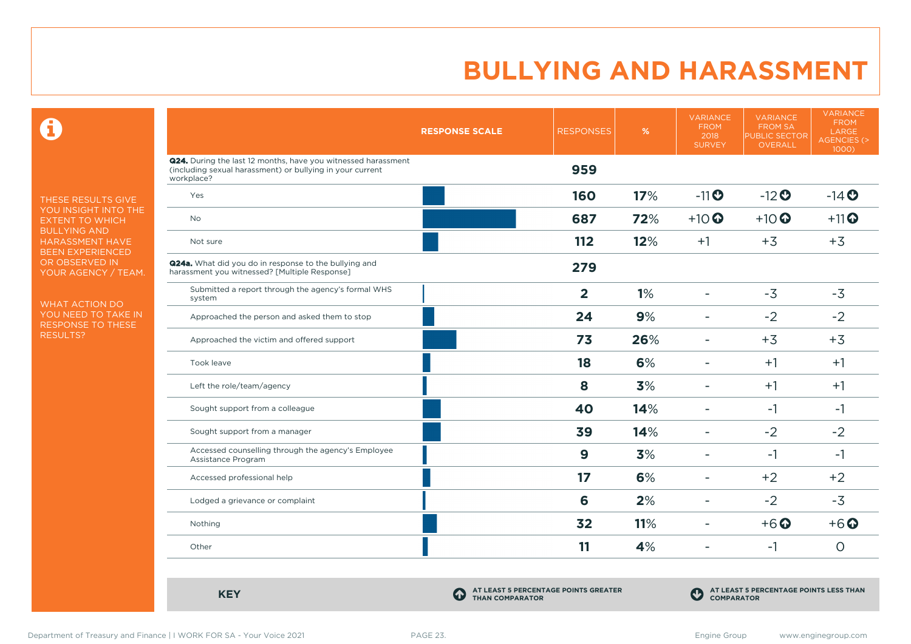# BULLYING AND HARASSMENT

THESE RESULTS GIVE YOU INSIGHT INTO THE EXTENT TO WHICH BULLYING AND HARASSMENT HAVE BEEN EXPERIENCED OR OBSERVED IN YOUR AGENCY / TEAM.

WHAT ACTION DO YOU NEED TO TAKE IN RESPONSE TO THESE RESULTS?

| RESPONSE SCALE | RESPONSES | % | VARIANCE FROM 2018 SURVEY | VARIANCE FROM SA PUBLIC SECTOR OVERALL | VARIANCE FROM LARGE AGENCIES (> 1000) |
|---|---|---|---|---|---|
| **Q24.** During the last 12 months, have you witnessed harassment (including sexual harassment) or bullying in your current workplace? | **959** | | | | |
| Yes | **160** | **17%** | -11 ⬇ | -12 ⬇ | -14 ⬇ |
| No | **687** | **72%** | +10 ⬆ | +10 ⬆ | +11 ⬆ |
| Not sure | **112** | **12%** | +1 | +3 | +3 |
| **Q24a.** What did you do in response to the bullying and harassment you witnessed? [Multiple Response] | **279** | | | | |
| Submitted a report through the agency's formal WHS system | **2** | **1%** | - | -3 | -3 |
| Approached the person and asked them to stop | **24** | **9%** | - | -2 | -2 |
| Approached the victim and offered support | **73** | **26%** | - | +3 | +3 |
| Took leave | **18** | **6%** | - | +1 | +1 |
| Left the role/team/agency | **8** | **3%** | - | +1 | +1 |
| Sought support from a colleague | **40** | **14%** | - | -1 | -1 |
| Sought support from a manager | **39** | **14%** | - | -2 | -2 |
| Accessed counselling through the agency's Employee Assistance Program | **9** | **3%** | - | -1 | -1 |
| Accessed professional help | **17** | **6%** | - | +2 | +2 |
| Lodged a grievance or complaint | **6** | **2%** | - | -2 | -3 |
| Nothing | **32** | **11%** | - | +6 ⬆ | +6 ⬆ |
| Other | **11** | **4%** | - | -1 | 0 |

**KEY**

⬆ AT LEAST 5 PERCENTAGE POINTS GREATER THAN COMPARATOR

⬇ AT LEAST 5 PERCENTAGE POINTS LESS THAN COMPARATOR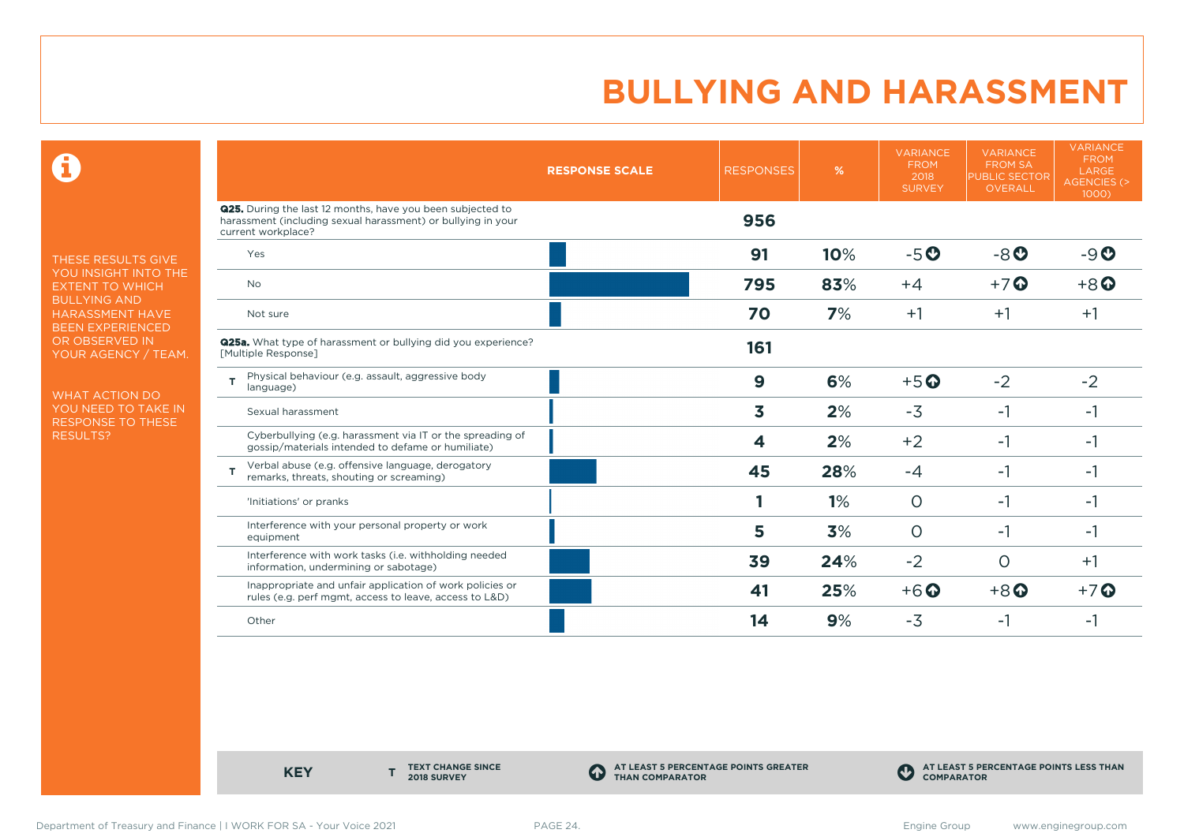# BULLYING AND HARASSMENT

THESE RESULTS GIVE YOU INSIGHT INTO THE EXTENT TO WHICH BULLYING AND HARASSMENT HAVE BEEN EXPERIENCED OR OBSERVED IN YOUR AGENCY / TEAM.

WHAT ACTION DO YOU NEED TO TAKE IN RESPONSE TO THESE RESULTS?

| | RESPONSE SCALE | RESPONSES | % | VARIANCE FROM 2018 SURVEY | VARIANCE FROM SA PUBLIC SECTOR OVERALL | VARIANCE FROM LARGE AGENCIES (> 1000) |
|---|---|---|---|---|---|---|
| **Q25.** During the last 12 months, have you been subjected to harassment (including sexual harassment) or bullying in your current workplace? | | **956** | | | | |
| Yes | | **91** | **10%** | -5 ⬇ | -8 ⬇ | -9 ⬇ |
| No | | **795** | **83%** | +4 | +7 ⬆ | +8 ⬆ |
| Not sure | | **70** | **7%** | +1 | +1 | +1 |
| **Q25a.** What type of harassment or bullying did you experience? [Multiple Response] | | **161** | | | | |
| T Physical behaviour (e.g. assault, aggressive body language) | | **9** | **6%** | +5 ⬆ | -2 | -2 |
| Sexual harassment | | **3** | **2%** | -3 | -1 | -1 |
| Cyberbullying (e.g. harassment via IT or the spreading of gossip/materials intended to defame or humiliate) | | **4** | **2%** | +2 | -1 | -1 |
| T Verbal abuse (e.g. offensive language, derogatory remarks, threats, shouting or screaming) | | **45** | **28%** | -4 | -1 | -1 |
| 'Initiations' or pranks | | **1** | **1%** | 0 | -1 | -1 |
| Interference with your personal property or work equipment | | **5** | **3%** | 0 | -1 | -1 |
| Interference with work tasks (i.e. withholding needed information, undermining or sabotage) | | **39** | **24%** | -2 | 0 | +1 |
| Inappropriate and unfair application of work policies or rules (e.g. perf mgmt, access to leave, access to L&D) | | **41** | **25%** | +6 ⬆ | +8 ⬆ | +7 ⬆ |
| Other | | **14** | **9%** | -3 | -1 | -1 |

**KEY**

**T** TEXT CHANGE SINCE 2018 SURVEY

⬆ AT LEAST 5 PERCENTAGE POINTS GREATER THAN COMPARATOR

⬇ AT LEAST 5 PERCENTAGE POINTS LESS THAN COMPARATOR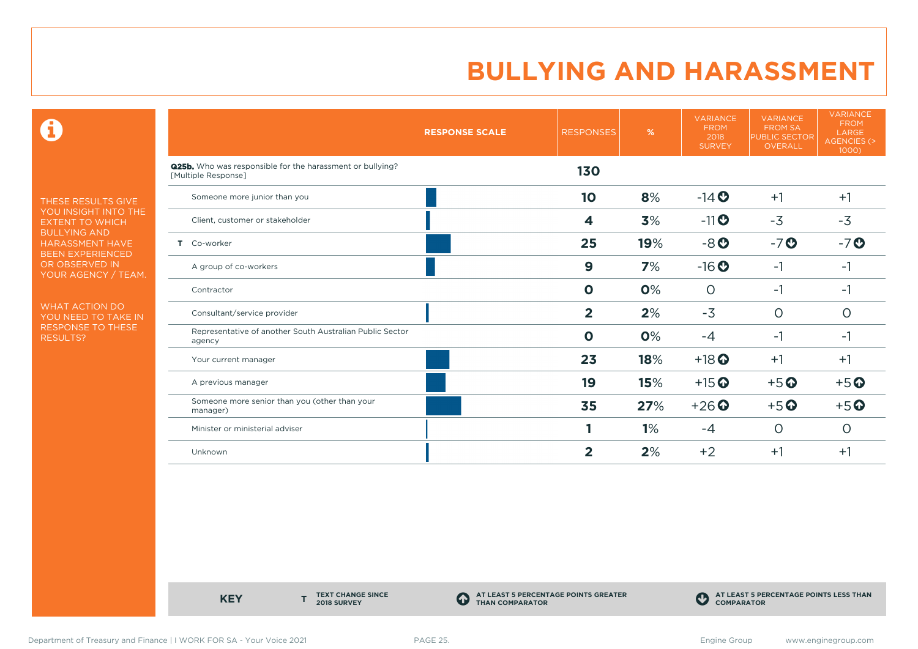# BULLYING AND HARASSMENT

THESE RESULTS GIVE YOU INSIGHT INTO THE EXTENT TO WHICH BULLYING AND HARASSMENT HAVE BEEN EXPERIENCED OR OBSERVED IN YOUR AGENCY / TEAM.

WHAT ACTION DO YOU NEED TO TAKE IN RESPONSE TO THESE RESULTS?

| | RESPONSE SCALE | RESPONSES | % | VARIANCE FROM 2018 SURVEY | VARIANCE FROM SA PUBLIC SECTOR OVERALL | VARIANCE FROM LARGE AGENCIES (> 1000) |
|---|---|---|---|---|---|---|
| **Q25b.** Who was responsible for the harassment or bullying? [Multiple Response] | | **130** | | | | |
| Someone more junior than you | | **10** | **8%** | -14 ⬇ | +1 | +1 |
| Client, customer or stakeholder | | **4** | **3%** | -11 ⬇ | -3 | -3 |
| T Co-worker | | **25** | **19%** | -8 ⬇ | -7 ⬇ | -7 ⬇ |
| A group of co-workers | | **9** | **7%** | -16 ⬇ | -1 | -1 |
| Contractor | | **0** | **0%** | 0 | -1 | -1 |
| Consultant/service provider | | **2** | **2%** | -3 | 0 | 0 |
| Representative of another South Australian Public Sector agency | | **0** | **0%** | -4 | -1 | -1 |
| Your current manager | | **23** | **18%** | +18 ⬆ | +1 | +1 |
| A previous manager | | **19** | **15%** | +15 ⬆ | +5 ⬆ | +5 ⬆ |
| Someone more senior than you (other than your manager) | | **35** | **27%** | +26 ⬆ | +5 ⬆ | +5 ⬆ |
| Minister or ministerial adviser | | **1** | **1%** | -4 | 0 | 0 |
| Unknown | | **2** | **2%** | +2 | +1 | +1 |

**KEY** — **T** TEXT CHANGE SINCE 2018 SURVEY; ⬆ AT LEAST 5 PERCENTAGE POINTS GREATER THAN COMPARATOR; ⬇ AT LEAST 5 PERCENTAGE POINTS LESS THAN COMPARATOR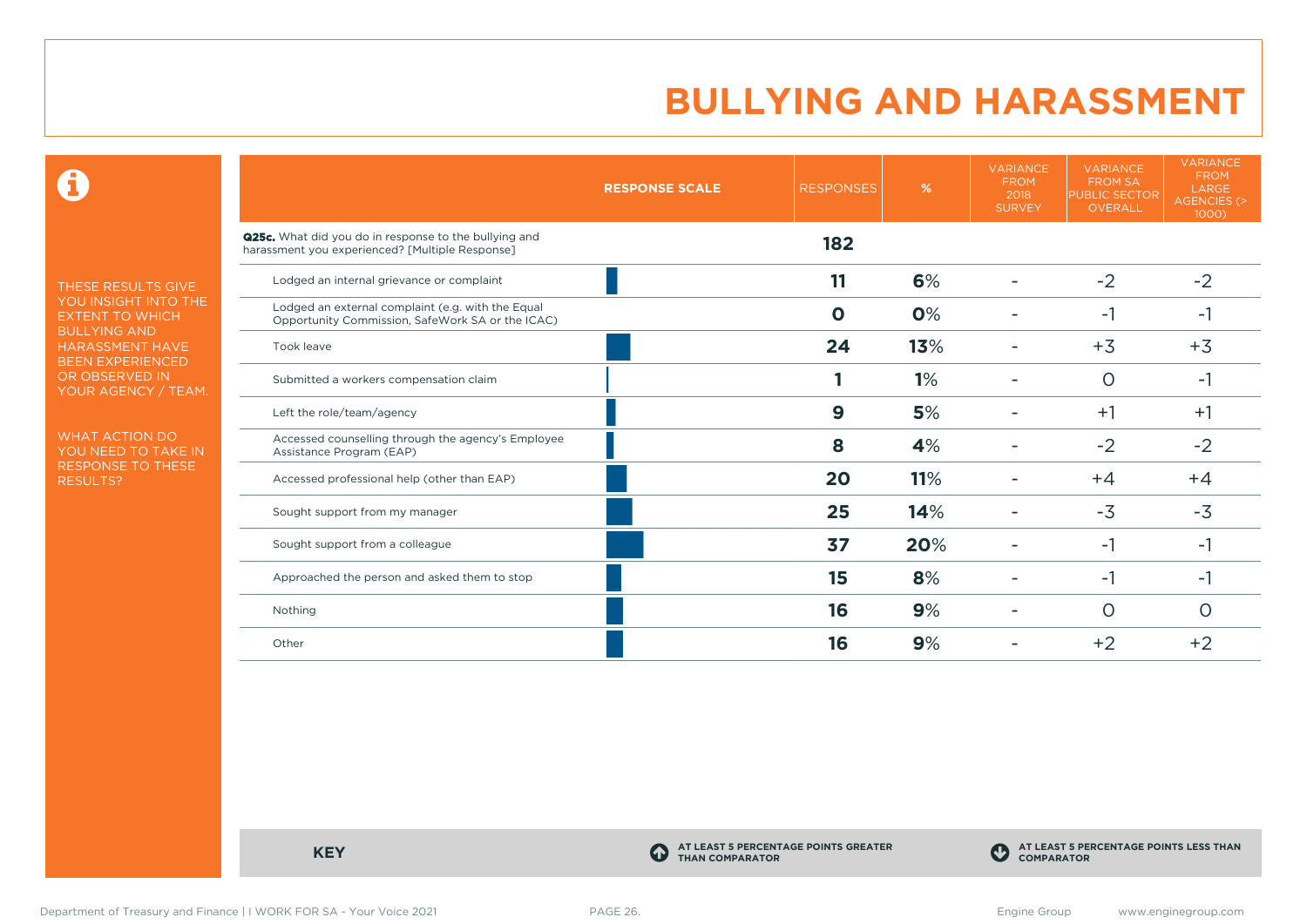# BULLYING AND HARASSMENT

THESE RESULTS GIVE YOU INSIGHT INTO THE EXTENT TO WHICH BULLYING AND HARASSMENT HAVE BEEN EXPERIENCED OR OBSERVED IN YOUR AGENCY / TEAM.

WHAT ACTION DO YOU NEED TO TAKE IN RESPONSE TO THESE RESULTS?

| | RESPONSE SCALE | RESPONSES | % | VARIANCE FROM 2018 SURVEY | VARIANCE FROM SA PUBLIC SECTOR OVERALL | VARIANCE FROM LARGE AGENCIES (> 1000) |
|---|---|---|---|---|---|---|
| **Q25c.** What did you do in response to the bullying and harassment you experienced? [Multiple Response] | | **182** | | | | |
| Lodged an internal grievance or complaint | | **11** | **6%** | - | -2 | -2 |
| Lodged an external complaint (e.g. with the Equal Opportunity Commission, SafeWork SA or the ICAC) | | **0** | **0%** | - | -1 | -1 |
| Took leave | | **24** | **13%** | - | +3 | +3 |
| Submitted a workers compensation claim | | **1** | **1%** | - | 0 | -1 |
| Left the role/team/agency | | **9** | **5%** | - | +1 | +1 |
| Accessed counselling through the agency's Employee Assistance Program (EAP) | | **8** | **4%** | - | -2 | -2 |
| Accessed professional help (other than EAP) | | **20** | **11%** | - | +4 | +4 |
| Sought support from my manager | | **25** | **14%** | - | -3 | -3 |
| Sought support from a colleague | | **37** | **20%** | - | -1 | -1 |
| Approached the person and asked them to stop | | **15** | **8%** | - | -1 | -1 |
| Nothing | | **16** | **9%** | - | 0 | 0 |
| Other | | **16** | **9%** | - | +2 | +2 |

**KEY**

AT LEAST 5 PERCENTAGE POINTS GREATER THAN COMPARATOR

AT LEAST 5 PERCENTAGE POINTS LESS THAN COMPARATOR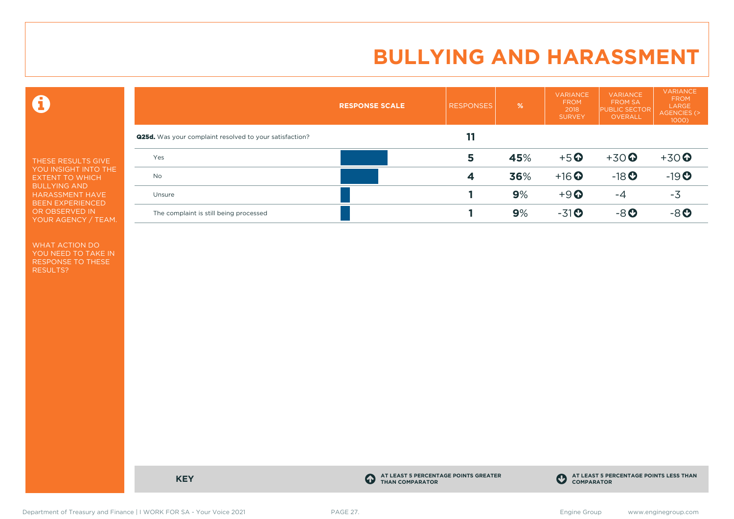# BULLYING AND HARASSMENT

THESE RESULTS GIVE YOU INSIGHT INTO THE EXTENT TO WHICH BULLYING AND HARASSMENT HAVE BEEN EXPERIENCED OR OBSERVED IN YOUR AGENCY / TEAM.

WHAT ACTION DO YOU NEED TO TAKE IN RESPONSE TO THESE RESULTS?

| RESPONSE SCALE | RESPONSES | % | VARIANCE FROM 2018 SURVEY | VARIANCE FROM SA PUBLIC SECTOR OVERALL | VARIANCE FROM LARGE AGENCIES (> 1000) |
|---|---|---|---|---|---|
| **Q25d.** Was your complaint resolved to your satisfaction? | **11** | | | | |
| Yes | **5** | **45**% | +5 ⬆ | +30 ⬆ | +30 ⬆ |
| No | **4** | **36**% | +16 ⬆ | -18 ⬇ | -19 ⬇ |
| Unsure | **1** | **9**% | +9 ⬆ | -4 | -3 |
| The complaint is still being processed | **1** | **9**% | -31 ⬇ | -8 ⬇ | -8 ⬇ |

**KEY**

⬆ **AT LEAST 5 PERCENTAGE POINTS GREATER THAN COMPARATOR**

⬇ **AT LEAST 5 PERCENTAGE POINTS LESS THAN COMPARATOR**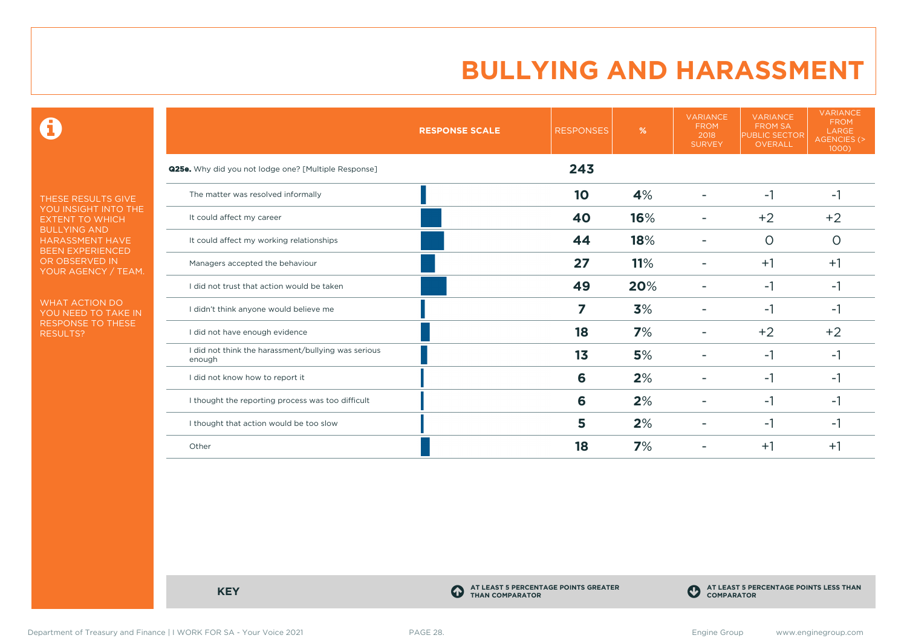# BULLYING AND HARASSMENT

THESE RESULTS GIVE YOU INSIGHT INTO THE EXTENT TO WHICH BULLYING AND HARASSMENT HAVE BEEN EXPERIENCED OR OBSERVED IN YOUR AGENCY / TEAM.

WHAT ACTION DO YOU NEED TO TAKE IN RESPONSE TO THESE RESULTS?

| RESPONSE SCALE | RESPONSES | % | VARIANCE FROM 2018 SURVEY | VARIANCE FROM SA PUBLIC SECTOR OVERALL | VARIANCE FROM LARGE AGENCIES (> 1000) |
|---|---|---|---|---|---|
| **Q25e.** Why did you not lodge one? [Multiple Response] | **243** | | | | |
| The matter was resolved informally | **10** | **4%** | - | -1 | -1 |
| It could affect my career | **40** | **16%** | - | +2 | +2 |
| It could affect my working relationships | **44** | **18%** | - | 0 | 0 |
| Managers accepted the behaviour | **27** | **11%** | - | +1 | +1 |
| I did not trust that action would be taken | **49** | **20%** | - | -1 | -1 |
| I didn't think anyone would believe me | **7** | **3%** | - | -1 | -1 |
| I did not have enough evidence | **18** | **7%** | - | +2 | +2 |
| I did not think the harassment/bullying was serious enough | **13** | **5%** | - | -1 | -1 |
| I did not know how to report it | **6** | **2%** | - | -1 | -1 |
| I thought the reporting process was too difficult | **6** | **2%** | - | -1 | -1 |
| I thought that action would be too slow | **5** | **2%** | - | -1 | -1 |
| Other | **18** | **7%** | - | +1 | +1 |

**KEY**

AT LEAST 5 PERCENTAGE POINTS GREATER THAN COMPARATOR

AT LEAST 5 PERCENTAGE POINTS LESS THAN COMPARATOR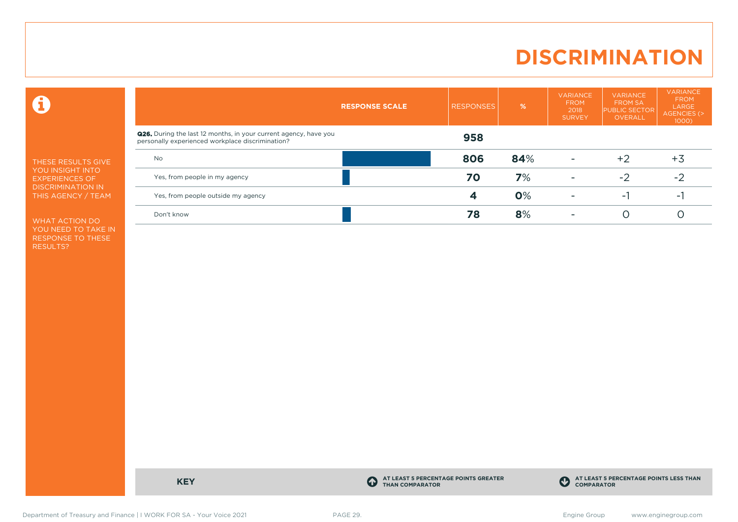# DISCRIMINATION

THESE RESULTS GIVE YOU INSIGHT INTO EXPERIENCES OF DISCRIMINATION IN THIS AGENCY / TEAM

WHAT ACTION DO YOU NEED TO TAKE IN RESPONSE TO THESE RESULTS?

| RESPONSE SCALE | RESPONSES | % | VARIANCE FROM 2018 SURVEY | VARIANCE FROM SA PUBLIC SECTOR OVERALL | VARIANCE FROM LARGE AGENCIES (> 1000) |
|---|---|---|---|---|---|
| **Q26.** During the last 12 months, in your current agency, have you personally experienced workplace discrimination? | **958** | | | | |
| No | **806** | **84**% | - | +2 | +3 |
| Yes, from people in my agency | **70** | **7**% | - | -2 | -2 |
| Yes, from people outside my agency | **4** | **0**% | - | -1 | -1 |
| Don't know | **78** | **8**% | - | 0 | 0 |

**KEY**

AT LEAST 5 PERCENTAGE POINTS GREATER THAN COMPARATOR

AT LEAST 5 PERCENTAGE POINTS LESS THAN COMPARATOR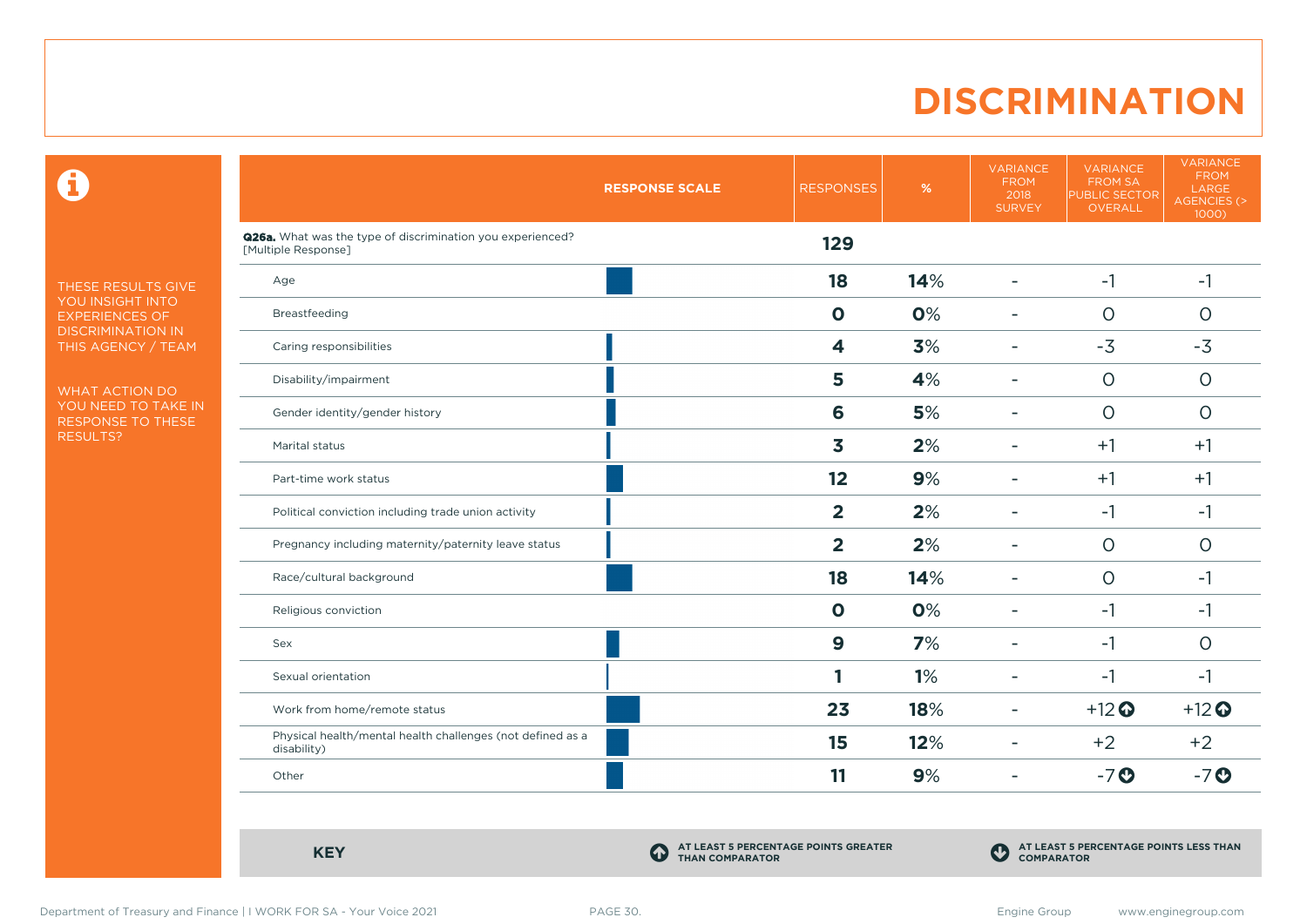# DISCRIMINATION

THESE RESULTS GIVE YOU INSIGHT INTO EXPERIENCES OF DISCRIMINATION IN THIS AGENCY / TEAM

WHAT ACTION DO YOU NEED TO TAKE IN RESPONSE TO THESE RESULTS?

| RESPONSE SCALE | RESPONSES | % | VARIANCE FROM 2018 SURVEY | VARIANCE FROM SA PUBLIC SECTOR OVERALL | VARIANCE FROM LARGE AGENCIES (> 1000) |
|---|---|---|---|---|---|
| **Q26a.** What was the type of discrimination you experienced? [Multiple Response] | **129** | | | | |
| Age | **18** | **14%** | - | -1 | -1 |
| Breastfeeding | **0** | **0%** | - | 0 | 0 |
| Caring responsibilities | **4** | **3%** | - | -3 | -3 |
| Disability/impairment | **5** | **4%** | - | 0 | 0 |
| Gender identity/gender history | **6** | **5%** | - | 0 | 0 |
| Marital status | **3** | **2%** | - | +1 | +1 |
| Part-time work status | **12** | **9%** | - | +1 | +1 |
| Political conviction including trade union activity | **2** | **2%** | - | -1 | -1 |
| Pregnancy including maternity/paternity leave status | **2** | **2%** | - | 0 | 0 |
| Race/cultural background | **18** | **14%** | - | 0 | -1 |
| Religious conviction | **0** | **0%** | - | -1 | -1 |
| Sex | **9** | **7%** | - | -1 | 0 |
| Sexual orientation | **1** | **1%** | - | -1 | -1 |
| Work from home/remote status | **23** | **18%** | - | +12 ⬆ | +12 ⬆ |
| Physical health/mental health challenges (not defined as a disability) | **15** | **12%** | - | +2 | +2 |
| Other | **11** | **9%** | - | -7 ⬇ | -7 ⬇ |

**KEY**

⬆ **AT LEAST 5 PERCENTAGE POINTS GREATER THAN COMPARATOR**

⬇ **AT LEAST 5 PERCENTAGE POINTS LESS THAN COMPARATOR**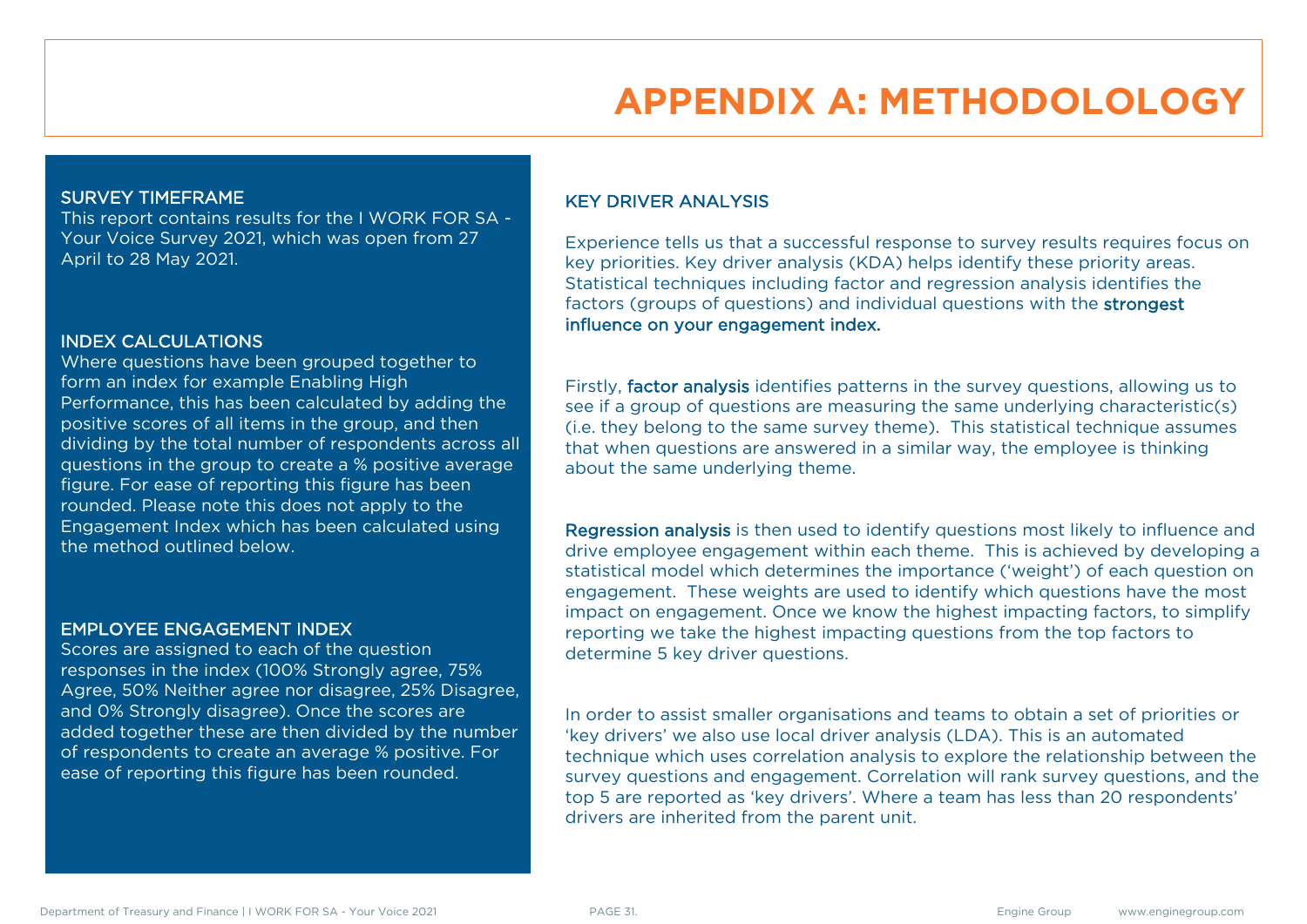# APPENDIX A: METHODOLOLOGY

## SURVEY TIMEFRAME

This report contains results for the I WORK FOR SA - Your Voice Survey 2021, which was open from 27 April to 28 May 2021.

## INDEX CALCULATIONS

Where questions have been grouped together to form an index for example Enabling High Performance, this has been calculated by adding the positive scores of all items in the group, and then dividing by the total number of respondents across all questions in the group to create a % positive average figure. For ease of reporting this figure has been rounded. Please note this does not apply to the Engagement Index which has been calculated using the method outlined below.

## EMPLOYEE ENGAGEMENT INDEX

Scores are assigned to each of the question responses in the index (100% Strongly agree, 75% Agree, 50% Neither agree nor disagree, 25% Disagree, and 0% Strongly disagree). Once the scores are added together these are then divided by the number of respondents to create an average % positive. For ease of reporting this figure has been rounded.

## KEY DRIVER ANALYSIS

Experience tells us that a successful response to survey results requires focus on key priorities. Key driver analysis (KDA) helps identify these priority areas. Statistical techniques including factor and regression analysis identifies the factors (groups of questions) and individual questions with the **strongest influence on your engagement index.**

Firstly, **factor analysis** identifies patterns in the survey questions, allowing us to see if a group of questions are measuring the same underlying characteristic(s) (i.e. they belong to the same survey theme). This statistical technique assumes that when questions are answered in a similar way, the employee is thinking about the same underlying theme.

**Regression analysis** is then used to identify questions most likely to influence and drive employee engagement within each theme. This is achieved by developing a statistical model which determines the importance ('weight') of each question on engagement. These weights are used to identify which questions have the most impact on engagement. Once we know the highest impacting factors, to simplify reporting we take the highest impacting questions from the top factors to determine 5 key driver questions.

In order to assist smaller organisations and teams to obtain a set of priorities or 'key drivers' we also use local driver analysis (LDA). This is an automated technique which uses correlation analysis to explore the relationship between the survey questions and engagement. Correlation will rank survey questions, and the top 5 are reported as 'key drivers'. Where a team has less than 20 respondents' drivers are inherited from the parent unit.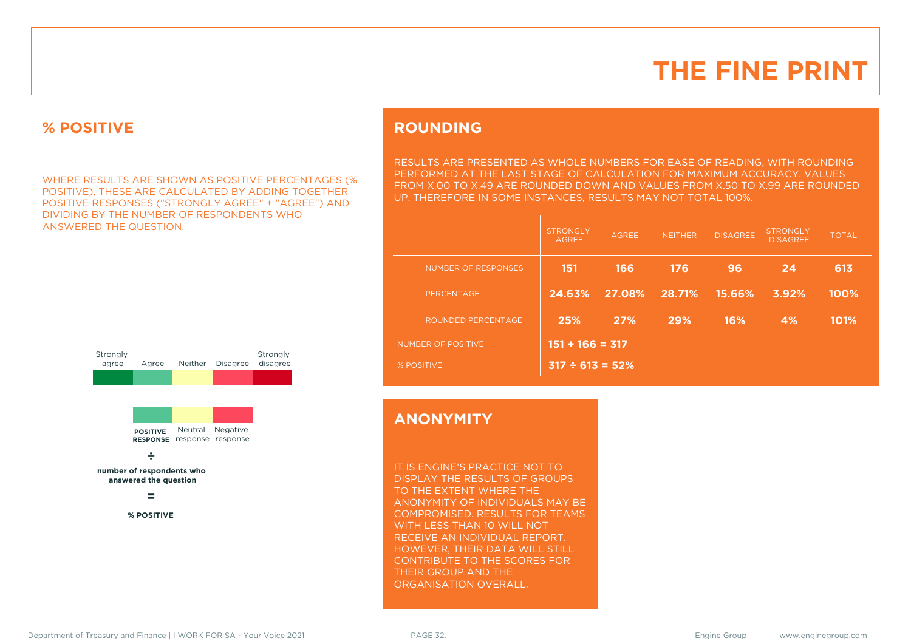# THE FINE PRINT

## % POSITIVE

WHERE RESULTS ARE SHOWN AS POSITIVE PERCENTAGES (% POSITIVE), THESE ARE CALCULATED BY ADDING TOGETHER POSITIVE RESPONSES ("STRONGLY AGREE" + "AGREE") AND DIVIDING BY THE NUMBER OF RESPONDENTS WHO ANSWERED THE QUESTION.

Strongly agree | Agree | Neither | Disagree | Strongly disagree

**POSITIVE RESPONSE** | Neutral response | Negative response

÷

**number of respondents who answered the question**

=

**% POSITIVE**

## ROUNDING

RESULTS ARE PRESENTED AS WHOLE NUMBERS FOR EASE OF READING, WITH ROUNDING PERFORMED AT THE LAST STAGE OF CALCULATION FOR MAXIMUM ACCURACY. VALUES FROM X.00 TO X.49 ARE ROUNDED DOWN AND VALUES FROM X.50 TO X.99 ARE ROUNDED UP. THEREFORE IN SOME INSTANCES, RESULTS MAY NOT TOTAL 100%.

| | STRONGLY AGREE | AGREE | NEITHER | DISAGREE | STRONGLY DISAGREE | TOTAL |
|---|---|---|---|---|---|---|
| NUMBER OF RESPONSES | **151** | **166** | **176** | **96** | **24** | **613** |
| PERCENTAGE | **24.63%** | **27.08%** | **28.71%** | **15.66%** | **3.92%** | **100%** |
| ROUNDED PERCENTAGE | **25%** | **27%** | **29%** | **16%** | **4%** | **101%** |
| NUMBER OF POSITIVE | **151 + 166 = 317** | | | | | |
| % POSITIVE | **317 ÷ 613 = 52%** | | | | | |

## ANONYMITY

IT IS ENGINE'S PRACTICE NOT TO DISPLAY THE RESULTS OF GROUPS TO THE EXTENT WHERE THE ANONYMITY OF INDIVIDUALS MAY BE COMPROMISED. RESULTS FOR TEAMS WITH LESS THAN 10 WILL NOT RECEIVE AN INDIVIDUAL REPORT. HOWEVER, THEIR DATA WILL STILL CONTRIBUTE TO THE SCORES FOR THEIR GROUP AND THE ORGANISATION OVERALL.